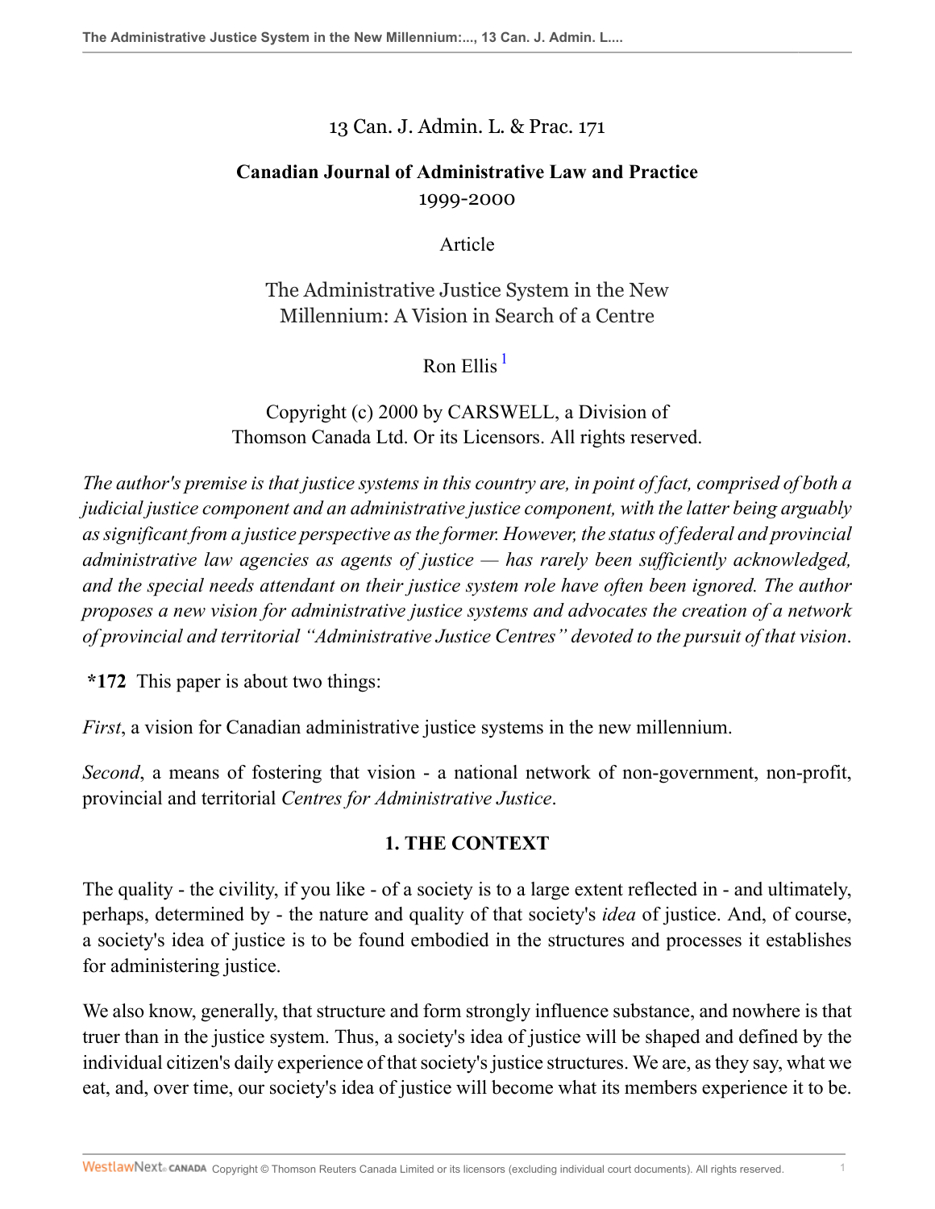13 Can. J. Admin. L. & Prac. 171

**Canadian Journal of Administrative Law and Practice**
1999-2000

Article

# The Administrative Justice System in the New Millennium: A Vision in Search of a Centre

Ron Ellis [1]

Copyright (c) 2000 by CARSWELL, a Division of Thomson Canada Ltd. Or its Licensors. All rights reserved.

*The author's premise is that justice systems in this country are, in point of fact, comprised of both a judicial justice component and an administrative justice component, with the latter being arguably as significant from a justice perspective as the former. However, the status of federal and provincial administrative law agencies as agents of justice — has rarely been sufficiently acknowledged, and the special needs attendant on their justice system role have often been ignored. The author proposes a new vision for administrative justice systems and advocates the creation of a network of provincial and territorial "Administrative Justice Centres" devoted to the pursuit of that vision.*

**\*172** This paper is about two things:

*First*, a vision for Canadian administrative justice systems in the new millennium.

*Second*, a means of fostering that vision - a national network of non-government, non-profit, provincial and territorial *Centres for Administrative Justice*.

## 1. THE CONTEXT

The quality - the civility, if you like - of a society is to a large extent reflected in - and ultimately, perhaps, determined by - the nature and quality of that society's *idea* of justice. And, of course, a society's idea of justice is to be found embodied in the structures and processes it establishes for administering justice.

We also know, generally, that structure and form strongly influence substance, and nowhere is that truer than in the justice system. Thus, a society's idea of justice will be shaped and defined by the individual citizen's daily experience of that society's justice structures. We are, as they say, what we eat, and, over time, our society's idea of justice will become what its members experience it to be.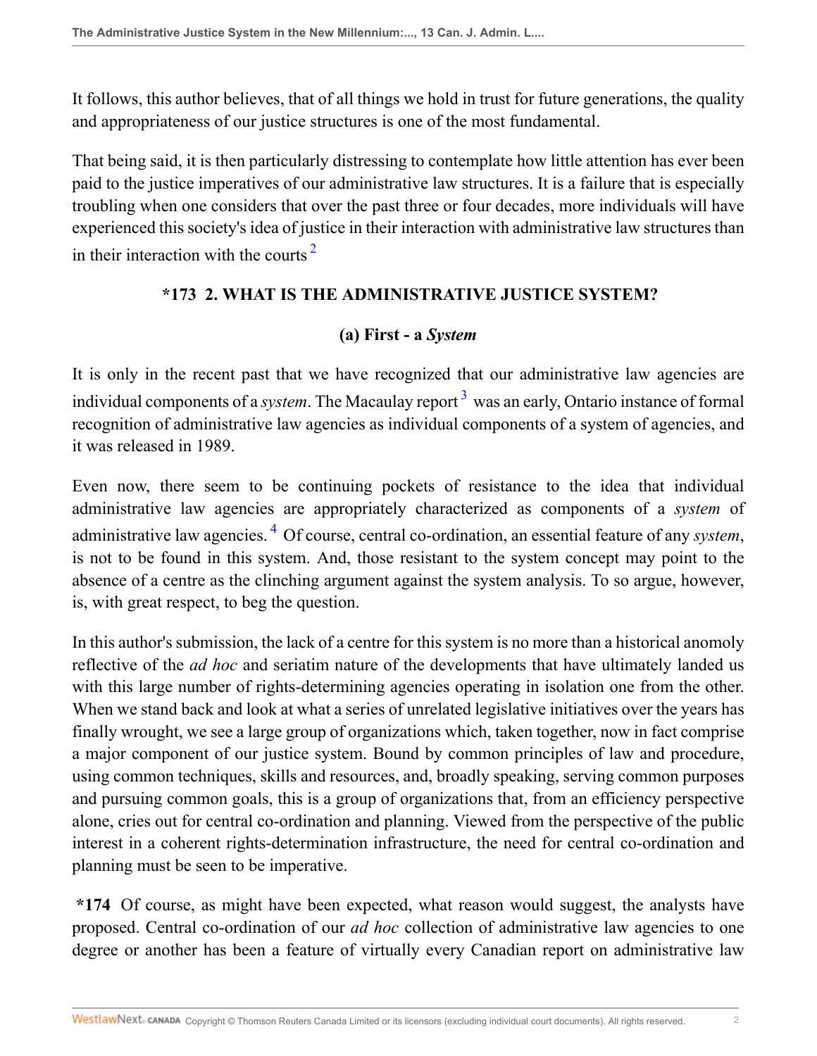It follows, this author believes, that of all things we hold in trust for future generations, the quality and appropriateness of our justice structures is one of the most fundamental.

That being said, it is then particularly distressing to contemplate how little attention has ever been paid to the justice imperatives of our administrative law structures. It is a failure that is especially troubling when one considers that over the past three or four decades, more individuals will have experienced this society's idea of justice in their interaction with administrative law structures than in their interaction with the courts [2]

## *173 2. WHAT IS THE ADMINISTRATIVE JUSTICE SYSTEM?

### (a) First - a *System*

It is only in the recent past that we have recognized that our administrative law agencies are individual components of a *system*. The Macaulay report [3] was an early, Ontario instance of formal recognition of administrative law agencies as individual components of a system of agencies, and it was released in 1989.

Even now, there seem to be continuing pockets of resistance to the idea that individual administrative law agencies are appropriately characterized as components of a *system* of administrative law agencies. [4] Of course, central co-ordination, an essential feature of any *system*, is not to be found in this system. And, those resistant to the system concept may point to the absence of a centre as the clinching argument against the system analysis. To so argue, however, is, with great respect, to beg the question.

In this author's submission, the lack of a centre for this system is no more than a historical anomoly reflective of the *ad hoc* and seriatim nature of the developments that have ultimately landed us with this large number of rights-determining agencies operating in isolation one from the other. When we stand back and look at what a series of unrelated legislative initiatives over the years has finally wrought, we see a large group of organizations which, taken together, now in fact comprise a major component of our justice system. Bound by common principles of law and procedure, using common techniques, skills and resources, and, broadly speaking, serving common purposes and pursuing common goals, this is a group of organizations that, from an efficiency perspective alone, cries out for central co-ordination and planning. Viewed from the perspective of the public interest in a coherent rights-determination infrastructure, the need for central co-ordination and planning must be seen to be imperative.

**\*174** Of course, as might have been expected, what reason would suggest, the analysts have proposed. Central co-ordination of our *ad hoc* collection of administrative law agencies to one degree or another has been a feature of virtually every Canadian report on administrative law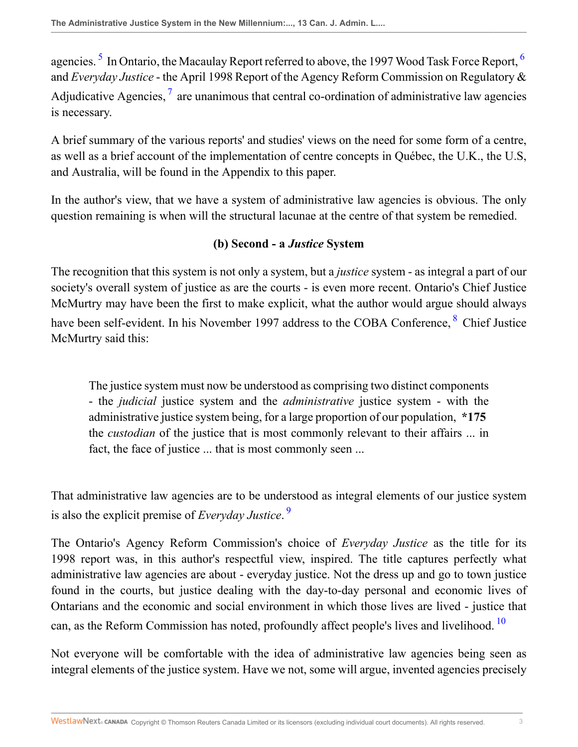agencies. [5] In Ontario, the Macaulay Report referred to above, the 1997 Wood Task Force Report, [6] and *Everyday Justice* - the April 1998 Report of the Agency Reform Commission on Regulatory & Adjudicative Agencies, [7] are unanimous that central co-ordination of administrative law agencies is necessary.

A brief summary of the various reports' and studies' views on the need for some form of a centre, as well as a brief account of the implementation of centre concepts in Québec, the U.K., the U.S, and Australia, will be found in the Appendix to this paper.

In the author's view, that we have a system of administrative law agencies is obvious. The only question remaining is when will the structural lacunae at the centre of that system be remedied.

### (b) Second - a *Justice* System

The recognition that this system is not only a system, but a *justice* system - as integral a part of our society's overall system of justice as are the courts - is even more recent. Ontario's Chief Justice McMurtry may have been the first to make explicit, what the author would argue should always have been self-evident. In his November 1997 address to the COBA Conference, [8] Chief Justice McMurtry said this:

> The justice system must now be understood as comprising two distinct components - the *judicial* justice system and the *administrative* justice system - with the administrative justice system being, for a large proportion of our population, **\*175** the *custodian* of the justice that is most commonly relevant to their affairs ... in fact, the face of justice ... that is most commonly seen ...

That administrative law agencies are to be understood as integral elements of our justice system is also the explicit premise of *Everyday Justice*. [9]

The Ontario's Agency Reform Commission's choice of *Everyday Justice* as the title for its 1998 report was, in this author's respectful view, inspired. The title captures perfectly what administrative law agencies are about - everyday justice. Not the dress up and go to town justice found in the courts, but justice dealing with the day-to-day personal and economic lives of Ontarians and the economic and social environment in which those lives are lived - justice that can, as the Reform Commission has noted, profoundly affect people's lives and livelihood. [10]

Not everyone will be comfortable with the idea of administrative law agencies being seen as integral elements of the justice system. Have we not, some will argue, invented agencies precisely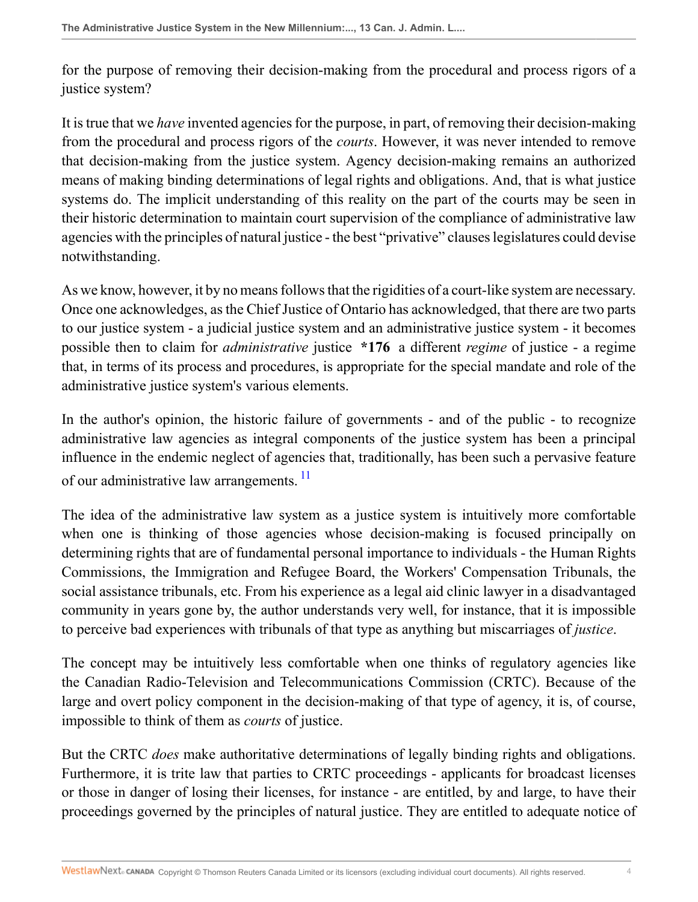for the purpose of removing their decision-making from the procedural and process rigors of a justice system?

It is true that we *have* invented agencies for the purpose, in part, of removing their decision-making from the procedural and process rigors of the *courts*. However, it was never intended to remove that decision-making from the justice system. Agency decision-making remains an authorized means of making binding determinations of legal rights and obligations. And, that is what justice systems do. The implicit understanding of this reality on the part of the courts may be seen in their historic determination to maintain court supervision of the compliance of administrative law agencies with the principles of natural justice - the best "privative" clauses legislatures could devise notwithstanding.

As we know, however, it by no means follows that the rigidities of a court-like system are necessary. Once one acknowledges, as the Chief Justice of Ontario has acknowledged, that there are two parts to our justice system - a judicial justice system and an administrative justice system - it becomes possible then to claim for *administrative* justice **\*176** a different *regime* of justice - a regime that, in terms of its process and procedures, is appropriate for the special mandate and role of the administrative justice system's various elements.

In the author's opinion, the historic failure of governments - and of the public - to recognize administrative law agencies as integral components of the justice system has been a principal influence in the endemic neglect of agencies that, traditionally, has been such a pervasive feature of our administrative law arrangements. [11]

The idea of the administrative law system as a justice system is intuitively more comfortable when one is thinking of those agencies whose decision-making is focused principally on determining rights that are of fundamental personal importance to individuals - the Human Rights Commissions, the Immigration and Refugee Board, the Workers' Compensation Tribunals, the social assistance tribunals, etc. From his experience as a legal aid clinic lawyer in a disadvantaged community in years gone by, the author understands very well, for instance, that it is impossible to perceive bad experiences with tribunals of that type as anything but miscarriages of *justice*.

The concept may be intuitively less comfortable when one thinks of regulatory agencies like the Canadian Radio-Television and Telecommunications Commission (CRTC). Because of the large and overt policy component in the decision-making of that type of agency, it is, of course, impossible to think of them as *courts* of justice.

But the CRTC *does* make authoritative determinations of legally binding rights and obligations. Furthermore, it is trite law that parties to CRTC proceedings - applicants for broadcast licenses or those in danger of losing their licenses, for instance - are entitled, by and large, to have their proceedings governed by the principles of natural justice. They are entitled to adequate notice of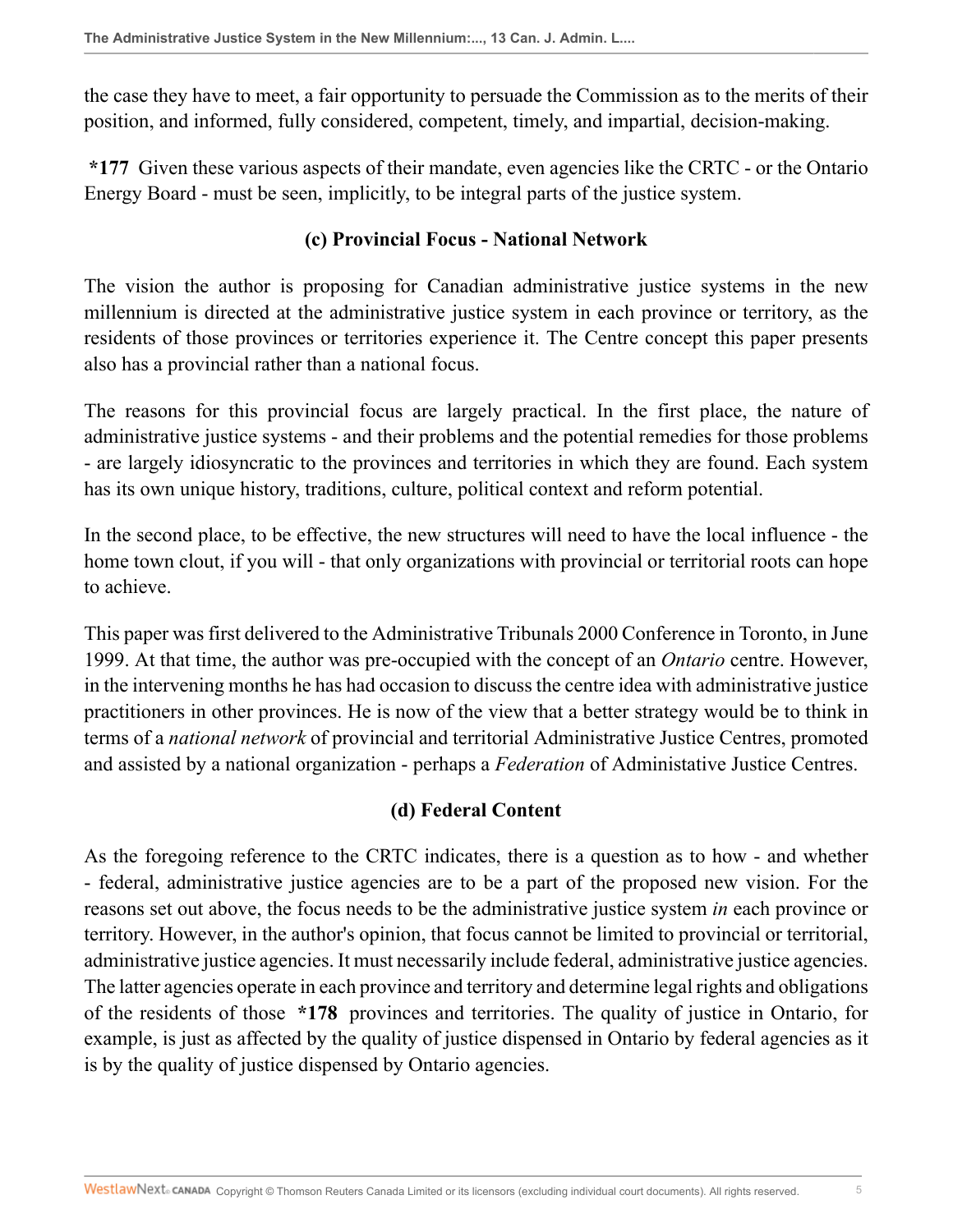the case they have to meet, a fair opportunity to persuade the Commission as to the merits of their position, and informed, fully considered, competent, timely, and impartial, decision-making.

**\*177** Given these various aspects of their mandate, even agencies like the CRTC - or the Ontario Energy Board - must be seen, implicitly, to be integral parts of the justice system.

### (c) Provincial Focus - National Network

The vision the author is proposing for Canadian administrative justice systems in the new millennium is directed at the administrative justice system in each province or territory, as the residents of those provinces or territories experience it. The Centre concept this paper presents also has a provincial rather than a national focus.

The reasons for this provincial focus are largely practical. In the first place, the nature of administrative justice systems - and their problems and the potential remedies for those problems - are largely idiosyncratic to the provinces and territories in which they are found. Each system has its own unique history, traditions, culture, political context and reform potential.

In the second place, to be effective, the new structures will need to have the local influence - the home town clout, if you will - that only organizations with provincial or territorial roots can hope to achieve.

This paper was first delivered to the Administrative Tribunals 2000 Conference in Toronto, in June 1999. At that time, the author was pre-occupied with the concept of an *Ontario* centre. However, in the intervening months he has had occasion to discuss the centre idea with administrative justice practitioners in other provinces. He is now of the view that a better strategy would be to think in terms of a *national network* of provincial and territorial Administrative Justice Centres, promoted and assisted by a national organization - perhaps a *Federation* of Administative Justice Centres.

### (d) Federal Content

As the foregoing reference to the CRTC indicates, there is a question as to how - and whether - federal, administrative justice agencies are to be a part of the proposed new vision. For the reasons set out above, the focus needs to be the administrative justice system *in* each province or territory. However, in the author's opinion, that focus cannot be limited to provincial or territorial, administrative justice agencies. It must necessarily include federal, administrative justice agencies. The latter agencies operate in each province and territory and determine legal rights and obligations of the residents of those **\*178** provinces and territories. The quality of justice in Ontario, for example, is just as affected by the quality of justice dispensed in Ontario by federal agencies as it is by the quality of justice dispensed by Ontario agencies.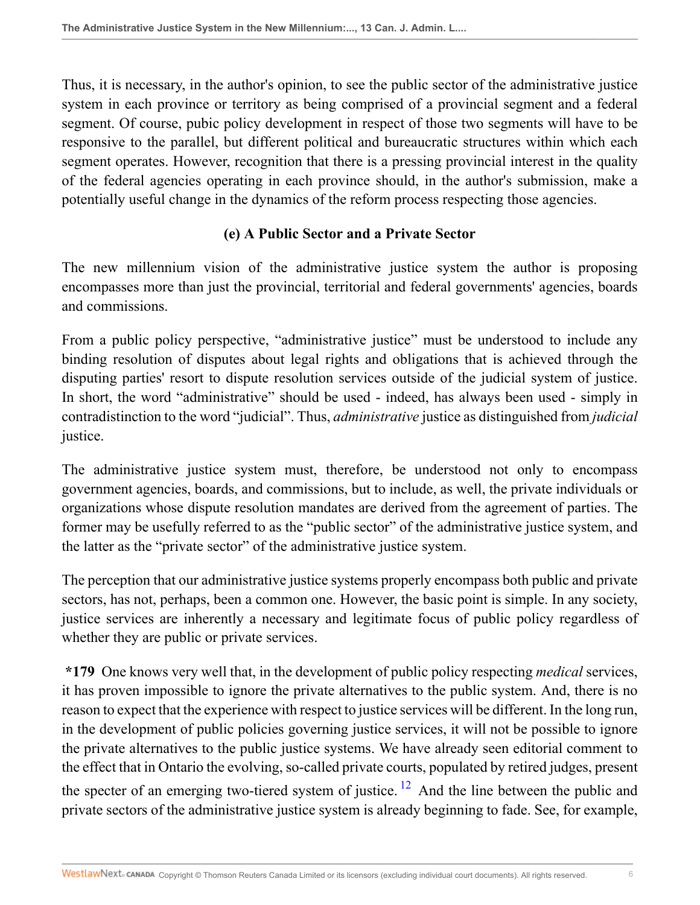Thus, it is necessary, in the author's opinion, to see the public sector of the administrative justice system in each province or territory as being comprised of a provincial segment and a federal segment. Of course, pubic policy development in respect of those two segments will have to be responsive to the parallel, but different political and bureaucratic structures within which each segment operates. However, recognition that there is a pressing provincial interest in the quality of the federal agencies operating in each province should, in the author's submission, make a potentially useful change in the dynamics of the reform process respecting those agencies.

### (e) A Public Sector and a Private Sector

The new millennium vision of the administrative justice system the author is proposing encompasses more than just the provincial, territorial and federal governments' agencies, boards and commissions.

From a public policy perspective, "administrative justice" must be understood to include any binding resolution of disputes about legal rights and obligations that is achieved through the disputing parties' resort to dispute resolution services outside of the judicial system of justice. In short, the word "administrative" should be used - indeed, has always been used - simply in contradistinction to the word "judicial". Thus, *administrative* justice as distinguished from *judicial* justice.

The administrative justice system must, therefore, be understood not only to encompass government agencies, boards, and commissions, but to include, as well, the private individuals or organizations whose dispute resolution mandates are derived from the agreement of parties. The former may be usefully referred to as the "public sector" of the administrative justice system, and the latter as the "private sector" of the administrative justice system.

The perception that our administrative justice systems properly encompass both public and private sectors, has not, perhaps, been a common one. However, the basic point is simple. In any society, justice services are inherently a necessary and legitimate focus of public policy regardless of whether they are public or private services.

**\*179** One knows very well that, in the development of public policy respecting *medical* services, it has proven impossible to ignore the private alternatives to the public system. And, there is no reason to expect that the experience with respect to justice services will be different. In the long run, in the development of public policies governing justice services, it will not be possible to ignore the private alternatives to the public justice systems. We have already seen editorial comment to the effect that in Ontario the evolving, so-called private courts, populated by retired judges, present the specter of an emerging two-tiered system of justice.[12] And the line between the public and private sectors of the administrative justice system is already beginning to fade. See, for example,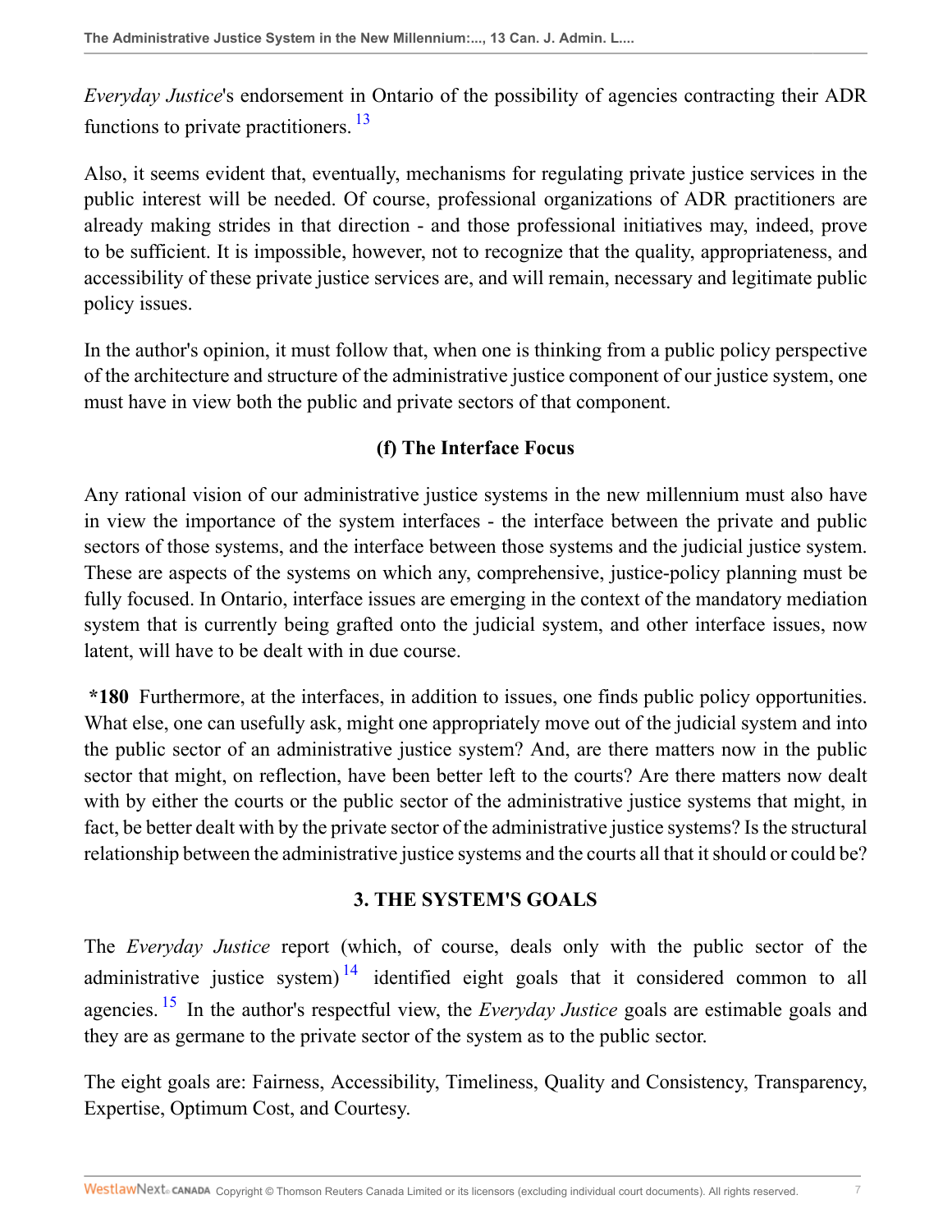*Everyday Justice*'s endorsement in Ontario of the possibility of agencies contracting their ADR functions to private practitioners. [13]

Also, it seems evident that, eventually, mechanisms for regulating private justice services in the public interest will be needed. Of course, professional organizations of ADR practitioners are already making strides in that direction - and those professional initiatives may, indeed, prove to be sufficient. It is impossible, however, not to recognize that the quality, appropriateness, and accessibility of these private justice services are, and will remain, necessary and legitimate public policy issues.

In the author's opinion, it must follow that, when one is thinking from a public policy perspective of the architecture and structure of the administrative justice component of our justice system, one must have in view both the public and private sectors of that component.

### (f) The Interface Focus

Any rational vision of our administrative justice systems in the new millennium must also have in view the importance of the system interfaces - the interface between the private and public sectors of those systems, and the interface between those systems and the judicial justice system. These are aspects of the systems on which any, comprehensive, justice-policy planning must be fully focused. In Ontario, interface issues are emerging in the context of the mandatory mediation system that is currently being grafted onto the judicial system, and other interface issues, now latent, will have to be dealt with in due course.

**\*180** Furthermore, at the interfaces, in addition to issues, one finds public policy opportunities. What else, one can usefully ask, might one appropriately move out of the judicial system and into the public sector of an administrative justice system? And, are there matters now in the public sector that might, on reflection, have been better left to the courts? Are there matters now dealt with by either the courts or the public sector of the administrative justice systems that might, in fact, be better dealt with by the private sector of the administrative justice systems? Is the structural relationship between the administrative justice systems and the courts all that it should or could be?

## 3. THE SYSTEM'S GOALS

The *Everyday Justice* report (which, of course, deals only with the public sector of the administrative justice system) [14] identified eight goals that it considered common to all agencies. [15] In the author's respectful view, the *Everyday Justice* goals are estimable goals and they are as germane to the private sector of the system as to the public sector.

The eight goals are: Fairness, Accessibility, Timeliness, Quality and Consistency, Transparency, Expertise, Optimum Cost, and Courtesy.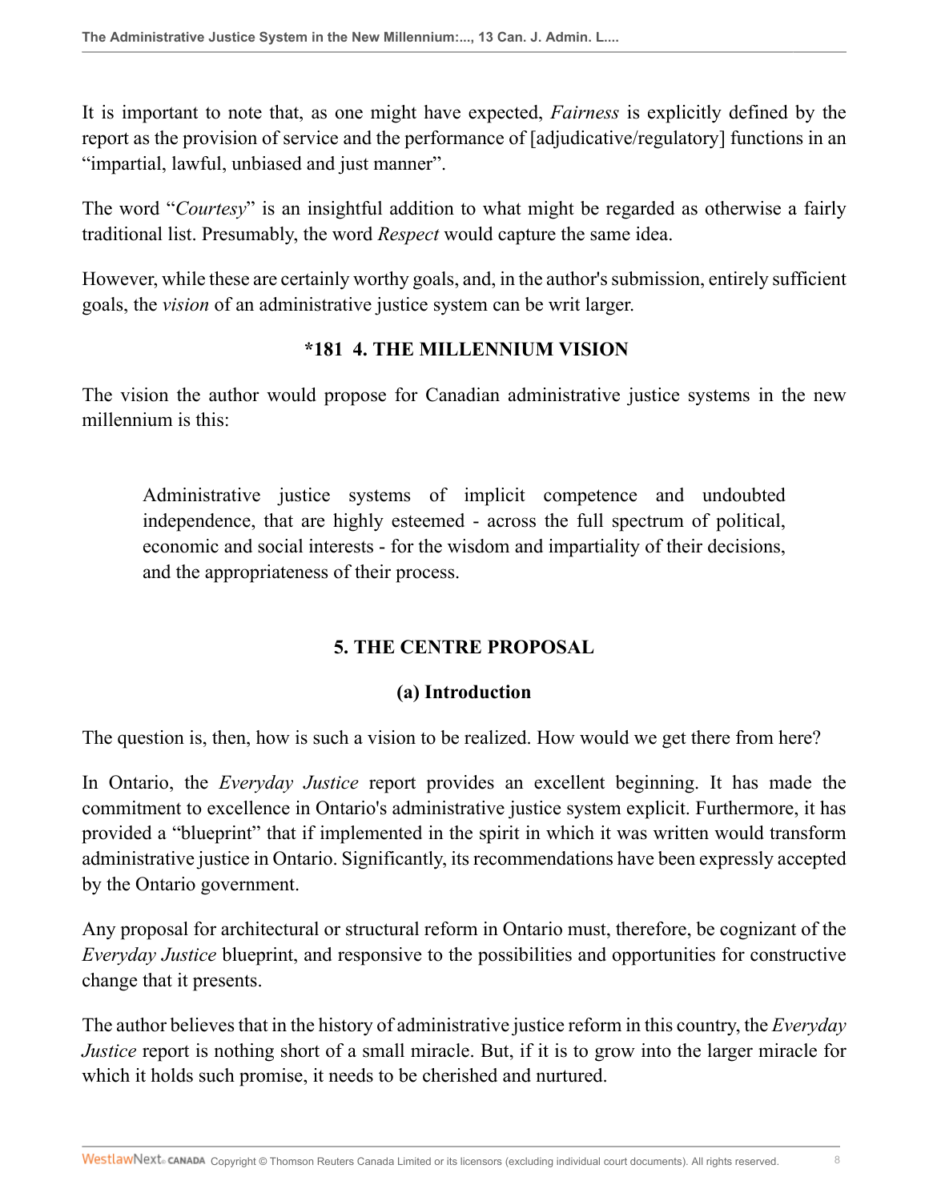It is important to note that, as one might have expected, *Fairness* is explicitly defined by the report as the provision of service and the performance of [adjudicative/regulatory] functions in an "impartial, lawful, unbiased and just manner".

The word "*Courtesy*" is an insightful addition to what might be regarded as otherwise a fairly traditional list. Presumably, the word *Respect* would capture the same idea.

However, while these are certainly worthy goals, and, in the author's submission, entirely sufficient goals, the *vision* of an administrative justice system can be writ larger.

## *181 4. THE MILLENNIUM VISION

The vision the author would propose for Canadian administrative justice systems in the new millennium is this:

> Administrative justice systems of implicit competence and undoubted independence, that are highly esteemed - across the full spectrum of political, economic and social interests - for the wisdom and impartiality of their decisions, and the appropriateness of their process.

## 5. THE CENTRE PROPOSAL

### (a) Introduction

The question is, then, how is such a vision to be realized. How would we get there from here?

In Ontario, the *Everyday Justice* report provides an excellent beginning. It has made the commitment to excellence in Ontario's administrative justice system explicit. Furthermore, it has provided a "blueprint" that if implemented in the spirit in which it was written would transform administrative justice in Ontario. Significantly, its recommendations have been expressly accepted by the Ontario government.

Any proposal for architectural or structural reform in Ontario must, therefore, be cognizant of the *Everyday Justice* blueprint, and responsive to the possibilities and opportunities for constructive change that it presents.

The author believes that in the history of administrative justice reform in this country, the *Everyday Justice* report is nothing short of a small miracle. But, if it is to grow into the larger miracle for which it holds such promise, it needs to be cherished and nurtured.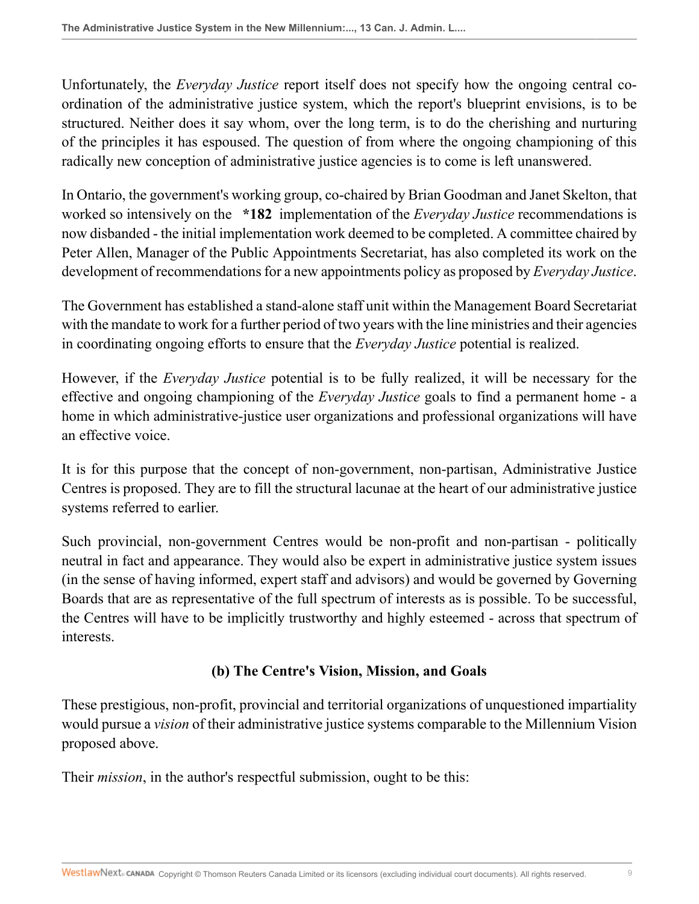Unfortunately, the *Everyday Justice* report itself does not specify how the ongoing central co-ordination of the administrative justice system, which the report's blueprint envisions, is to be structured. Neither does it say whom, over the long term, is to do the cherishing and nurturing of the principles it has espoused. The question of from where the ongoing championing of this radically new conception of administrative justice agencies is to come is left unanswered.

In Ontario, the government's working group, co-chaired by Brian Goodman and Janet Skelton, that worked so intensively on the **\*182** implementation of the *Everyday Justice* recommendations is now disbanded - the initial implementation work deemed to be completed. A committee chaired by Peter Allen, Manager of the Public Appointments Secretariat, has also completed its work on the development of recommendations for a new appointments policy as proposed by *Everyday Justice*.

The Government has established a stand-alone staff unit within the Management Board Secretariat with the mandate to work for a further period of two years with the line ministries and their agencies in coordinating ongoing efforts to ensure that the *Everyday Justice* potential is realized.

However, if the *Everyday Justice* potential is to be fully realized, it will be necessary for the effective and ongoing championing of the *Everyday Justice* goals to find a permanent home - a home in which administrative-justice user organizations and professional organizations will have an effective voice.

It is for this purpose that the concept of non-government, non-partisan, Administrative Justice Centres is proposed. They are to fill the structural lacunae at the heart of our administrative justice systems referred to earlier.

Such provincial, non-government Centres would be non-profit and non-partisan - politically neutral in fact and appearance. They would also be expert in administrative justice system issues (in the sense of having informed, expert staff and advisors) and would be governed by Governing Boards that are as representative of the full spectrum of interests as is possible. To be successful, the Centres will have to be implicitly trustworthy and highly esteemed - across that spectrum of interests.

### (b) The Centre's Vision, Mission, and Goals

These prestigious, non-profit, provincial and territorial organizations of unquestioned impartiality would pursue a *vision* of their administrative justice systems comparable to the Millennium Vision proposed above.

Their *mission*, in the author's respectful submission, ought to be this: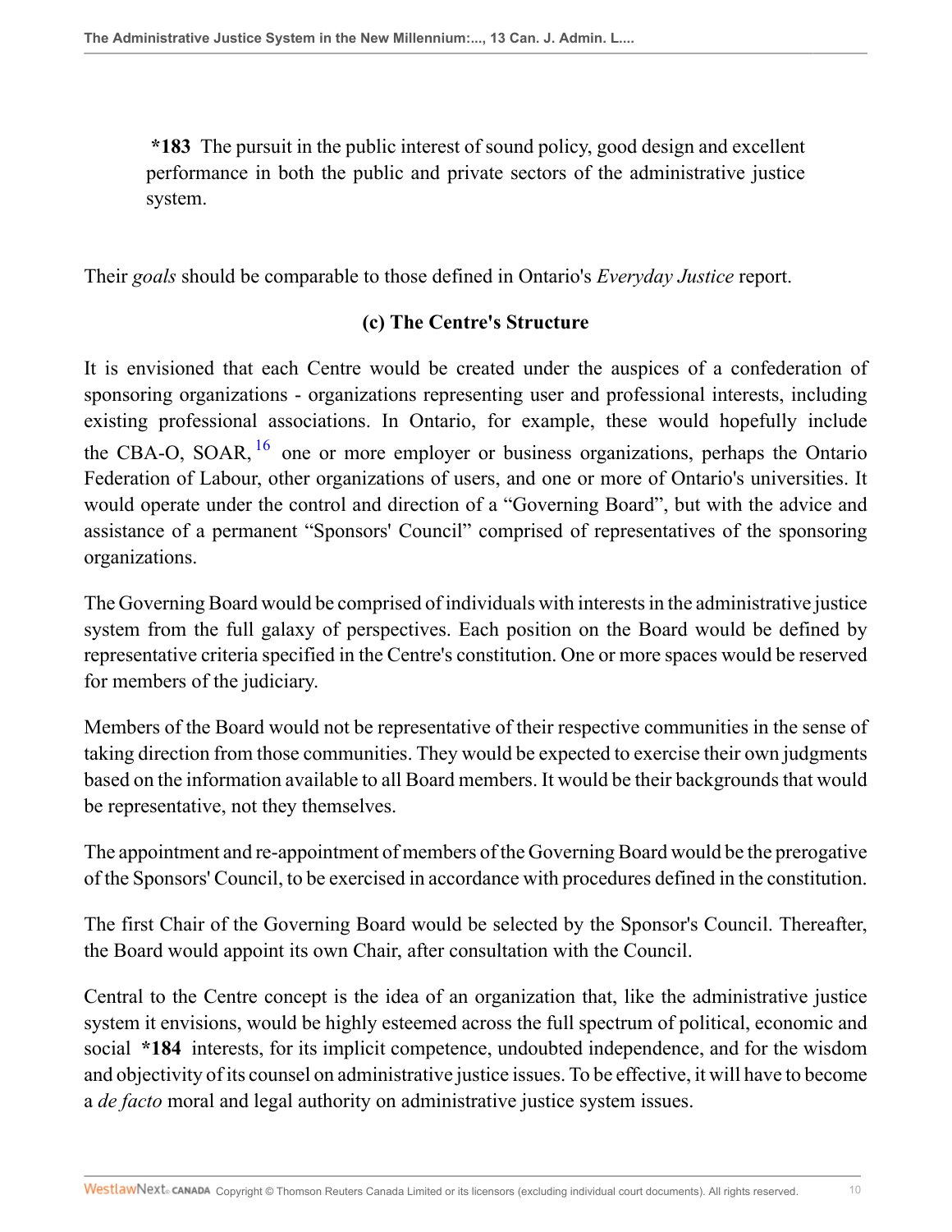> **\*183** The pursuit in the public interest of sound policy, good design and excellent performance in both the public and private sectors of the administrative justice system.

Their *goals* should be comparable to those defined in Ontario's *Everyday Justice* report.

### (c) The Centre's Structure

It is envisioned that each Centre would be created under the auspices of a confederation of sponsoring organizations - organizations representing user and professional interests, including existing professional associations. In Ontario, for example, these would hopefully include the CBA-O, SOAR,[16] one or more employer or business organizations, perhaps the Ontario Federation of Labour, other organizations of users, and one or more of Ontario's universities. It would operate under the control and direction of a "Governing Board", but with the advice and assistance of a permanent "Sponsors' Council" comprised of representatives of the sponsoring organizations.

The Governing Board would be comprised of individuals with interests in the administrative justice system from the full galaxy of perspectives. Each position on the Board would be defined by representative criteria specified in the Centre's constitution. One or more spaces would be reserved for members of the judiciary.

Members of the Board would not be representative of their respective communities in the sense of taking direction from those communities. They would be expected to exercise their own judgments based on the information available to all Board members. It would be their backgrounds that would be representative, not they themselves.

The appointment and re-appointment of members of the Governing Board would be the prerogative of the Sponsors' Council, to be exercised in accordance with procedures defined in the constitution.

The first Chair of the Governing Board would be selected by the Sponsor's Council. Thereafter, the Board would appoint its own Chair, after consultation with the Council.

Central to the Centre concept is the idea of an organization that, like the administrative justice system it envisions, would be highly esteemed across the full spectrum of political, economic and social **\*184** interests, for its implicit competence, undoubted independence, and for the wisdom and objectivity of its counsel on administrative justice issues. To be effective, it will have to become a *de facto* moral and legal authority on administrative justice system issues.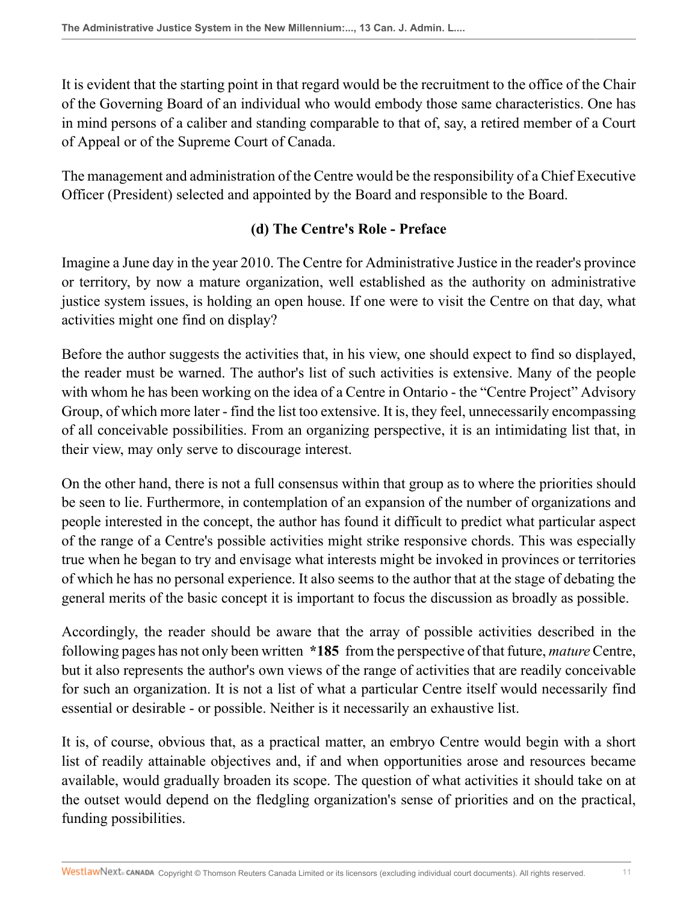It is evident that the starting point in that regard would be the recruitment to the office of the Chair of the Governing Board of an individual who would embody those same characteristics. One has in mind persons of a caliber and standing comparable to that of, say, a retired member of a Court of Appeal or of the Supreme Court of Canada.

The management and administration of the Centre would be the responsibility of a Chief Executive Officer (President) selected and appointed by the Board and responsible to the Board.

### (d) The Centre's Role - Preface

Imagine a June day in the year 2010. The Centre for Administrative Justice in the reader's province or territory, by now a mature organization, well established as the authority on administrative justice system issues, is holding an open house. If one were to visit the Centre on that day, what activities might one find on display?

Before the author suggests the activities that, in his view, one should expect to find so displayed, the reader must be warned. The author's list of such activities is extensive. Many of the people with whom he has been working on the idea of a Centre in Ontario - the "Centre Project" Advisory Group, of which more later - find the list too extensive. It is, they feel, unnecessarily encompassing of all conceivable possibilities. From an organizing perspective, it is an intimidating list that, in their view, may only serve to discourage interest.

On the other hand, there is not a full consensus within that group as to where the priorities should be seen to lie. Furthermore, in contemplation of an expansion of the number of organizations and people interested in the concept, the author has found it difficult to predict what particular aspect of the range of a Centre's possible activities might strike responsive chords. This was especially true when he began to try and envisage what interests might be invoked in provinces or territories of which he has no personal experience. It also seems to the author that at the stage of debating the general merits of the basic concept it is important to focus the discussion as broadly as possible.

Accordingly, the reader should be aware that the array of possible activities described in the following pages has not only been written **\*185** from the perspective of that future, *mature* Centre, but it also represents the author's own views of the range of activities that are readily conceivable for such an organization. It is not a list of what a particular Centre itself would necessarily find essential or desirable - or possible. Neither is it necessarily an exhaustive list.

It is, of course, obvious that, as a practical matter, an embryo Centre would begin with a short list of readily attainable objectives and, if and when opportunities arose and resources became available, would gradually broaden its scope. The question of what activities it should take on at the outset would depend on the fledgling organization's sense of priorities and on the practical, funding possibilities.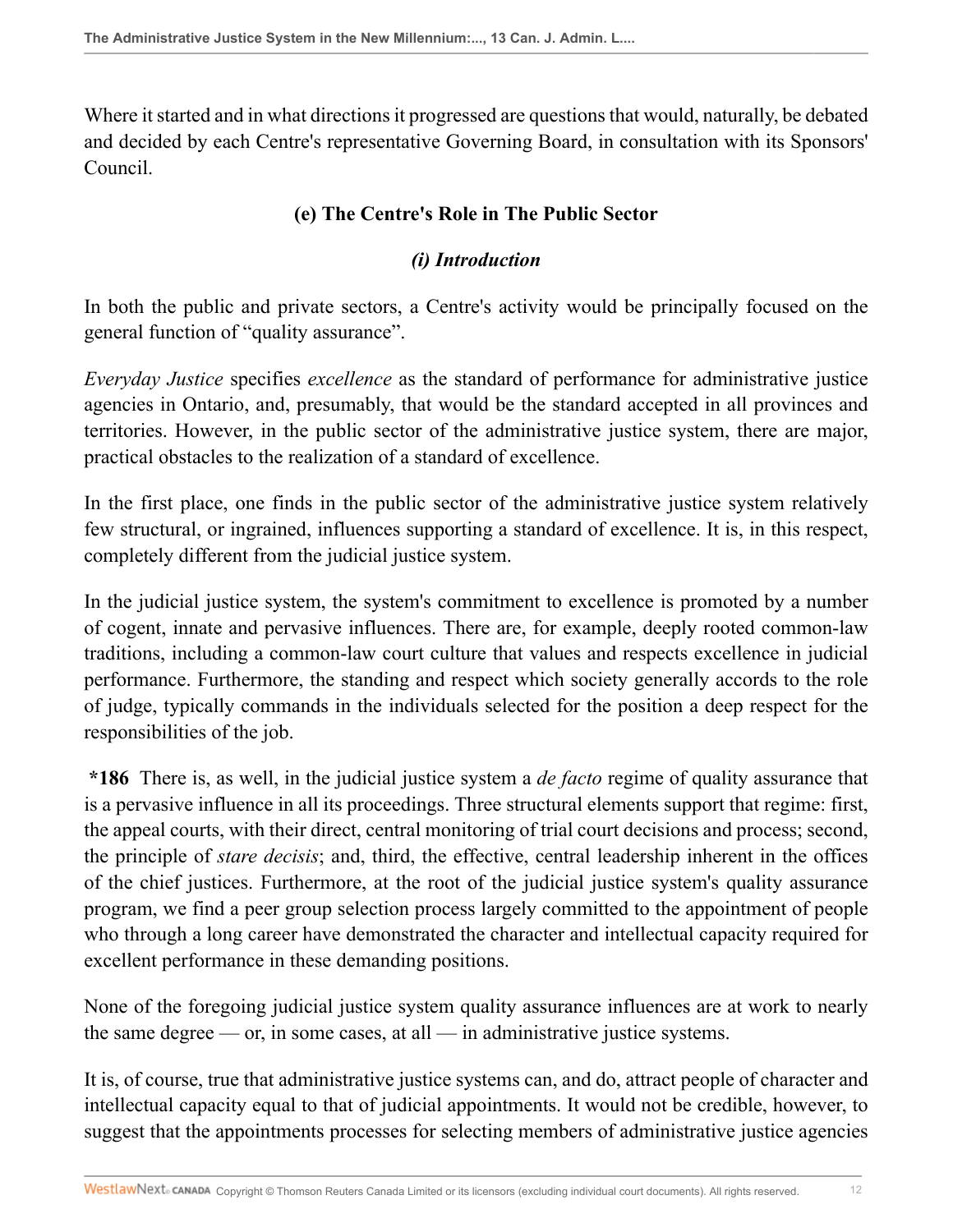Where it started and in what directions it progressed are questions that would, naturally, be debated and decided by each Centre's representative Governing Board, in consultation with its Sponsors' Council.

### (e) The Centre's Role in The Public Sector

#### *(i) Introduction*

In both the public and private sectors, a Centre's activity would be principally focused on the general function of "quality assurance".

*Everyday Justice* specifies *excellence* as the standard of performance for administrative justice agencies in Ontario, and, presumably, that would be the standard accepted in all provinces and territories. However, in the public sector of the administrative justice system, there are major, practical obstacles to the realization of a standard of excellence.

In the first place, one finds in the public sector of the administrative justice system relatively few structural, or ingrained, influences supporting a standard of excellence. It is, in this respect, completely different from the judicial justice system.

In the judicial justice system, the system's commitment to excellence is promoted by a number of cogent, innate and pervasive influences. There are, for example, deeply rooted common-law traditions, including a common-law court culture that values and respects excellence in judicial performance. Furthermore, the standing and respect which society generally accords to the role of judge, typically commands in the individuals selected for the position a deep respect for the responsibilities of the job.

**\*186** There is, as well, in the judicial justice system a *de facto* regime of quality assurance that is a pervasive influence in all its proceedings. Three structural elements support that regime: first, the appeal courts, with their direct, central monitoring of trial court decisions and process; second, the principle of *stare decisis*; and, third, the effective, central leadership inherent in the offices of the chief justices. Furthermore, at the root of the judicial justice system's quality assurance program, we find a peer group selection process largely committed to the appointment of people who through a long career have demonstrated the character and intellectual capacity required for excellent performance in these demanding positions.

None of the foregoing judicial justice system quality assurance influences are at work to nearly the same degree — or, in some cases, at all — in administrative justice systems.

It is, of course, true that administrative justice systems can, and do, attract people of character and intellectual capacity equal to that of judicial appointments. It would not be credible, however, to suggest that the appointments processes for selecting members of administrative justice agencies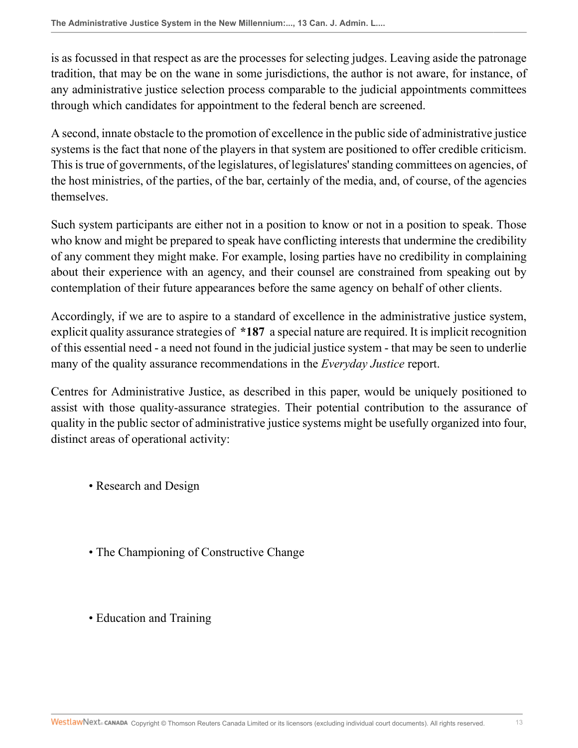is as focussed in that respect as are the processes for selecting judges. Leaving aside the patronage tradition, that may be on the wane in some jurisdictions, the author is not aware, for instance, of any administrative justice selection process comparable to the judicial appointments committees through which candidates for appointment to the federal bench are screened.

A second, innate obstacle to the promotion of excellence in the public side of administrative justice systems is the fact that none of the players in that system are positioned to offer credible criticism. This is true of governments, of the legislatures, of legislatures' standing committees on agencies, of the host ministries, of the parties, of the bar, certainly of the media, and, of course, of the agencies themselves.

Such system participants are either not in a position to know or not in a position to speak. Those who know and might be prepared to speak have conflicting interests that undermine the credibility of any comment they might make. For example, losing parties have no credibility in complaining about their experience with an agency, and their counsel are constrained from speaking out by contemplation of their future appearances before the same agency on behalf of other clients.

Accordingly, if we are to aspire to a standard of excellence in the administrative justice system, explicit quality assurance strategies of **\*187** a special nature are required. It is implicit recognition of this essential need - a need not found in the judicial justice system - that may be seen to underlie many of the quality assurance recommendations in the *Everyday Justice* report.

Centres for Administrative Justice, as described in this paper, would be uniquely positioned to assist with those quality-assurance strategies. Their potential contribution to the assurance of quality in the public sector of administrative justice systems might be usefully organized into four, distinct areas of operational activity:

- Research and Design

- The Championing of Constructive Change

- Education and Training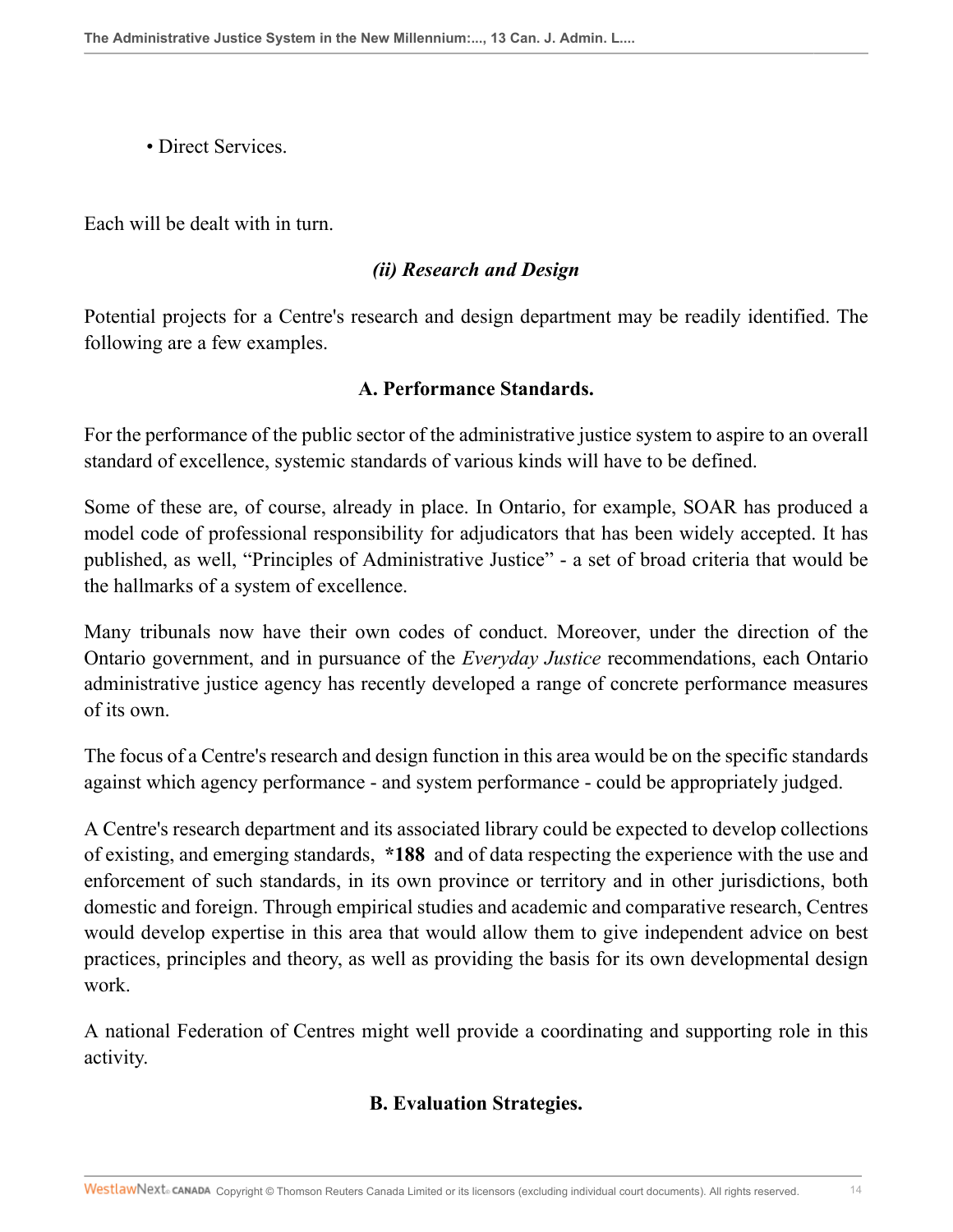- Direct Services.

Each will be dealt with in turn.

### *(ii) Research and Design*

Potential projects for a Centre's research and design department may be readily identified. The following are a few examples.

#### A. Performance Standards.

For the performance of the public sector of the administrative justice system to aspire to an overall standard of excellence, systemic standards of various kinds will have to be defined.

Some of these are, of course, already in place. In Ontario, for example, SOAR has produced a model code of professional responsibility for adjudicators that has been widely accepted. It has published, as well, "Principles of Administrative Justice" - a set of broad criteria that would be the hallmarks of a system of excellence.

Many tribunals now have their own codes of conduct. Moreover, under the direction of the Ontario government, and in pursuance of the *Everyday Justice* recommendations, each Ontario administrative justice agency has recently developed a range of concrete performance measures of its own.

The focus of a Centre's research and design function in this area would be on the specific standards against which agency performance - and system performance - could be appropriately judged.

A Centre's research department and its associated library could be expected to develop collections of existing, and emerging standards, **\*188** and of data respecting the experience with the use and enforcement of such standards, in its own province or territory and in other jurisdictions, both domestic and foreign. Through empirical studies and academic and comparative research, Centres would develop expertise in this area that would allow them to give independent advice on best practices, principles and theory, as well as providing the basis for its own developmental design work.

A national Federation of Centres might well provide a coordinating and supporting role in this activity.

#### B. Evaluation Strategies.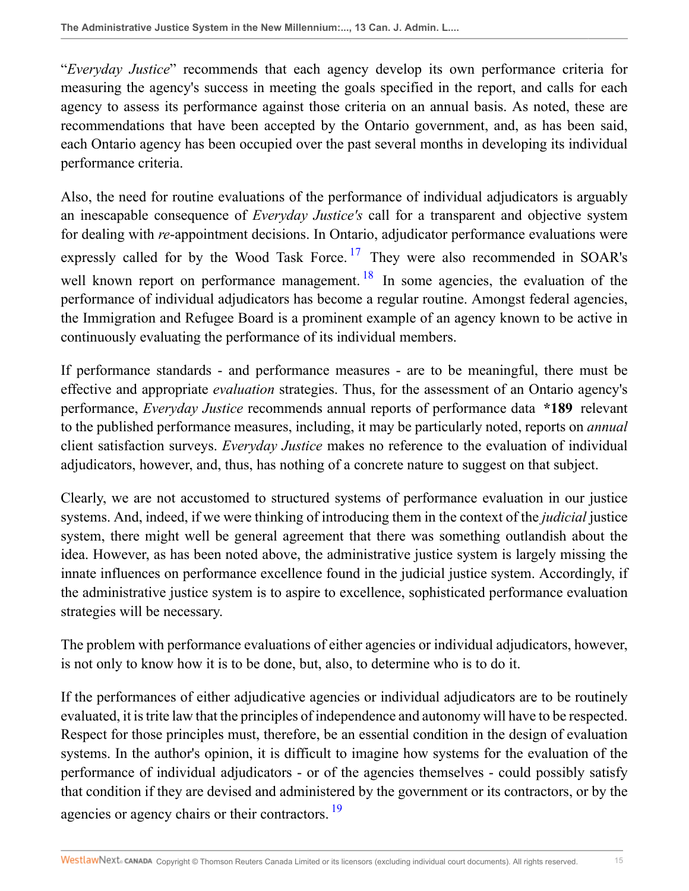"*Everyday Justice*" recommends that each agency develop its own performance criteria for measuring the agency's success in meeting the goals specified in the report, and calls for each agency to assess its performance against those criteria on an annual basis. As noted, these are recommendations that have been accepted by the Ontario government, and, as has been said, each Ontario agency has been occupied over the past several months in developing its individual performance criteria.

Also, the need for routine evaluations of the performance of individual adjudicators is arguably an inescapable consequence of *Everyday Justice's* call for a transparent and objective system for dealing with *re*-appointment decisions. In Ontario, adjudicator performance evaluations were expressly called for by the Wood Task Force.[17] They were also recommended in SOAR's well known report on performance management.[18] In some agencies, the evaluation of the performance of individual adjudicators has become a regular routine. Amongst federal agencies, the Immigration and Refugee Board is a prominent example of an agency known to be active in continuously evaluating the performance of its individual members.

If performance standards - and performance measures - are to be meaningful, there must be effective and appropriate *evaluation* strategies. Thus, for the assessment of an Ontario agency's performance, *Everyday Justice* recommends annual reports of performance data **\*189** relevant to the published performance measures, including, it may be particularly noted, reports on *annual* client satisfaction surveys. *Everyday Justice* makes no reference to the evaluation of individual adjudicators, however, and, thus, has nothing of a concrete nature to suggest on that subject.

Clearly, we are not accustomed to structured systems of performance evaluation in our justice systems. And, indeed, if we were thinking of introducing them in the context of the *judicial* justice system, there might well be general agreement that there was something outlandish about the idea. However, as has been noted above, the administrative justice system is largely missing the innate influences on performance excellence found in the judicial justice system. Accordingly, if the administrative justice system is to aspire to excellence, sophisticated performance evaluation strategies will be necessary.

The problem with performance evaluations of either agencies or individual adjudicators, however, is not only to know how it is to be done, but, also, to determine who is to do it.

If the performances of either adjudicative agencies or individual adjudicators are to be routinely evaluated, it is trite law that the principles of independence and autonomy will have to be respected. Respect for those principles must, therefore, be an essential condition in the design of evaluation systems. In the author's opinion, it is difficult to imagine how systems for the evaluation of the performance of individual adjudicators - or of the agencies themselves - could possibly satisfy that condition if they are devised and administered by the government or its contractors, or by the agencies or agency chairs or their contractors.[19]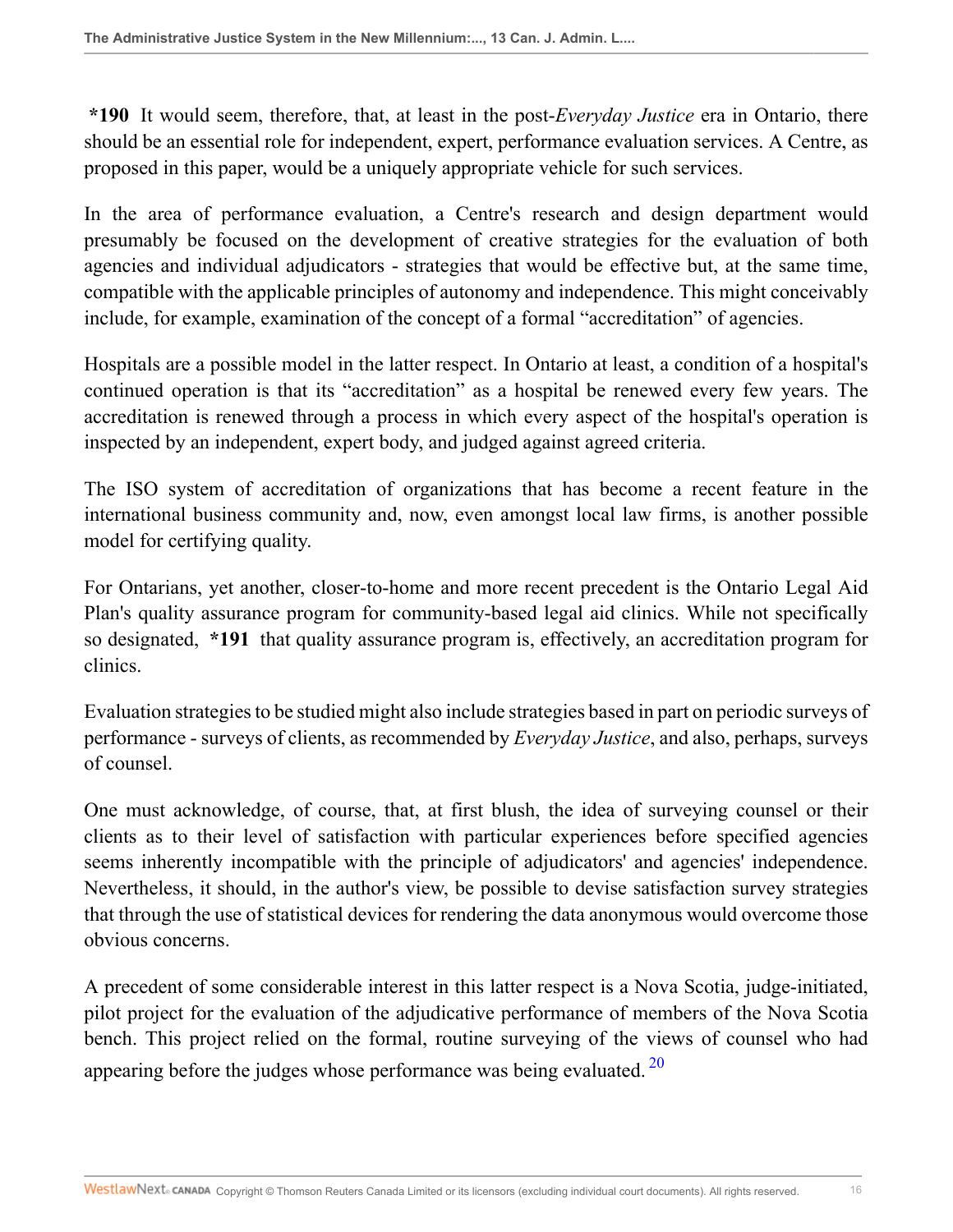**\*190** It would seem, therefore, that, at least in the post-*Everyday Justice* era in Ontario, there should be an essential role for independent, expert, performance evaluation services. A Centre, as proposed in this paper, would be a uniquely appropriate vehicle for such services.

In the area of performance evaluation, a Centre's research and design department would presumably be focused on the development of creative strategies for the evaluation of both agencies and individual adjudicators - strategies that would be effective but, at the same time, compatible with the applicable principles of autonomy and independence. This might conceivably include, for example, examination of the concept of a formal "accreditation" of agencies.

Hospitals are a possible model in the latter respect. In Ontario at least, a condition of a hospital's continued operation is that its "accreditation" as a hospital be renewed every few years. The accreditation is renewed through a process in which every aspect of the hospital's operation is inspected by an independent, expert body, and judged against agreed criteria.

The ISO system of accreditation of organizations that has become a recent feature in the international business community and, now, even amongst local law firms, is another possible model for certifying quality.

For Ontarians, yet another, closer-to-home and more recent precedent is the Ontario Legal Aid Plan's quality assurance program for community-based legal aid clinics. While not specifically so designated, **\*191** that quality assurance program is, effectively, an accreditation program for clinics.

Evaluation strategies to be studied might also include strategies based in part on periodic surveys of performance - surveys of clients, as recommended by *Everyday Justice*, and also, perhaps, surveys of counsel.

One must acknowledge, of course, that, at first blush, the idea of surveying counsel or their clients as to their level of satisfaction with particular experiences before specified agencies seems inherently incompatible with the principle of adjudicators' and agencies' independence. Nevertheless, it should, in the author's view, be possible to devise satisfaction survey strategies that through the use of statistical devices for rendering the data anonymous would overcome those obvious concerns.

A precedent of some considerable interest in this latter respect is a Nova Scotia, judge-initiated, pilot project for the evaluation of the adjudicative performance of members of the Nova Scotia bench. This project relied on the formal, routine surveying of the views of counsel who had appearing before the judges whose performance was being evaluated. [20]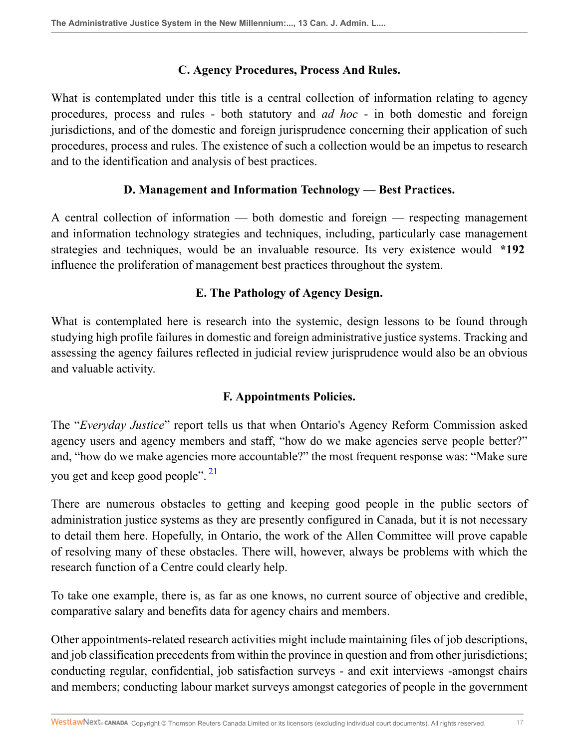### C. Agency Procedures, Process And Rules.

What is contemplated under this title is a central collection of information relating to agency procedures, process and rules - both statutory and *ad hoc* - in both domestic and foreign jurisdictions, and of the domestic and foreign jurisprudence concerning their application of such procedures, process and rules. The existence of such a collection would be an impetus to research and to the identification and analysis of best practices.

### D. Management and Information Technology — Best Practices.

A central collection of information — both domestic and foreign — respecting management and information technology strategies and techniques, including, particularly case management strategies and techniques, would be an invaluable resource. Its very existence would **\*192** influence the proliferation of management best practices throughout the system.

### E. The Pathology of Agency Design.

What is contemplated here is research into the systemic, design lessons to be found through studying high profile failures in domestic and foreign administrative justice systems. Tracking and assessing the agency failures reflected in judicial review jurisprudence would also be an obvious and valuable activity.

### F. Appointments Policies.

The "*Everyday Justice*" report tells us that when Ontario's Agency Reform Commission asked agency users and agency members and staff, "how do we make agencies serve people better?" and, "how do we make agencies more accountable?" the most frequent response was: "Make sure you get and keep good people". [21]

There are numerous obstacles to getting and keeping good people in the public sectors of administration justice systems as they are presently configured in Canada, but it is not necessary to detail them here. Hopefully, in Ontario, the work of the Allen Committee will prove capable of resolving many of these obstacles. There will, however, always be problems with which the research function of a Centre could clearly help.

To take one example, there is, as far as one knows, no current source of objective and credible, comparative salary and benefits data for agency chairs and members.

Other appointments-related research activities might include maintaining files of job descriptions, and job classification precedents from within the province in question and from other jurisdictions; conducting regular, confidential, job satisfaction surveys - and exit interviews -amongst chairs and members; conducting labour market surveys amongst categories of people in the government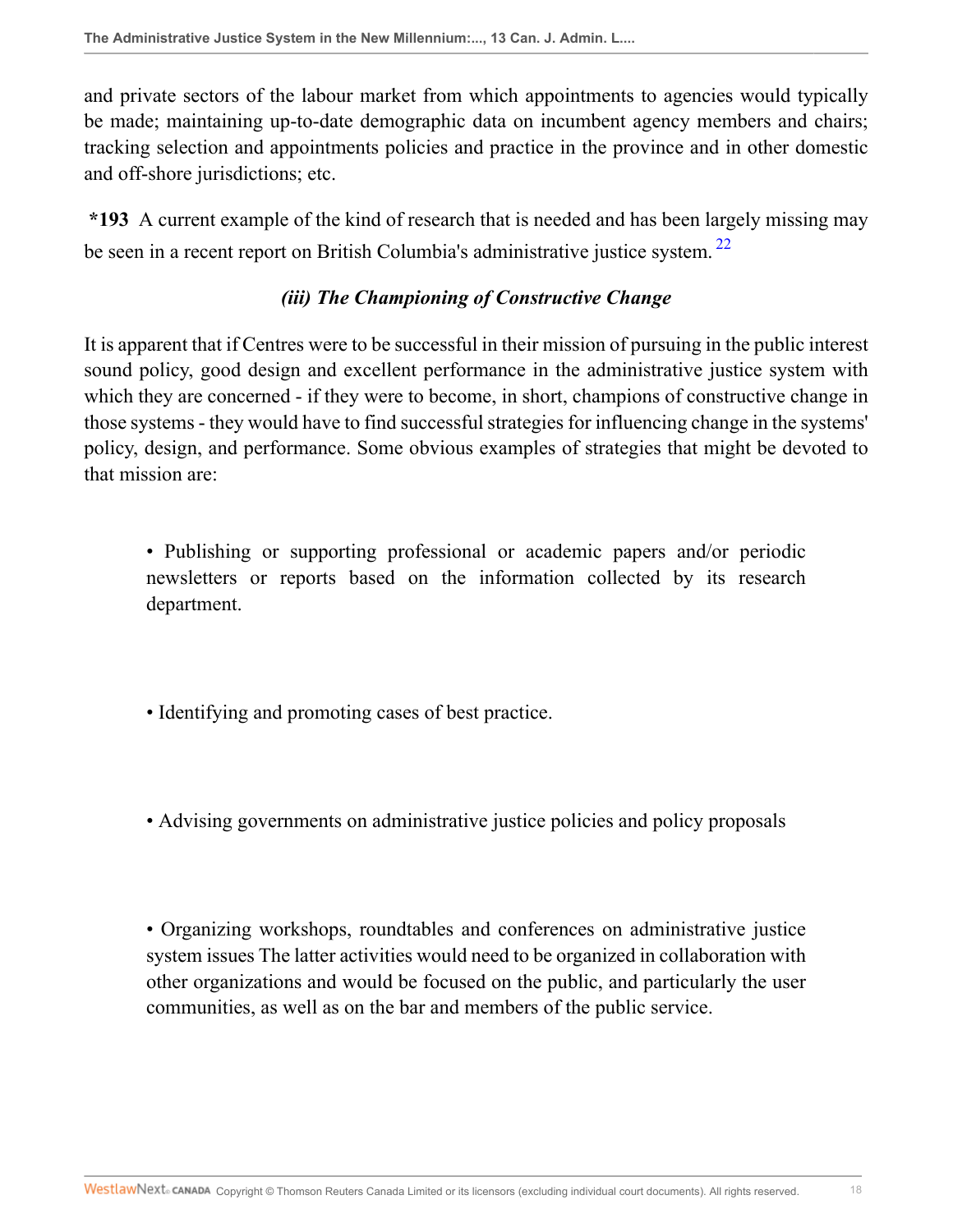and private sectors of the labour market from which appointments to agencies would typically be made; maintaining up-to-date demographic data on incumbent agency members and chairs; tracking selection and appointments policies and practice in the province and in other domestic and off-shore jurisdictions; etc.

**\*193** A current example of the kind of research that is needed and has been largely missing may be seen in a recent report on British Columbia's administrative justice system. [22]

### *(iii) The Championing of Constructive Change*

It is apparent that if Centres were to be successful in their mission of pursuing in the public interest sound policy, good design and excellent performance in the administrative justice system with which they are concerned - if they were to become, in short, champions of constructive change in those systems - they would have to find successful strategies for influencing change in the systems' policy, design, and performance. Some obvious examples of strategies that might be devoted to that mission are:

- Publishing or supporting professional or academic papers and/or periodic newsletters or reports based on the information collected by its research department.

- Identifying and promoting cases of best practice.

- Advising governments on administrative justice policies and policy proposals

- Organizing workshops, roundtables and conferences on administrative justice system issues The latter activities would need to be organized in collaboration with other organizations and would be focused on the public, and particularly the user communities, as well as on the bar and members of the public service.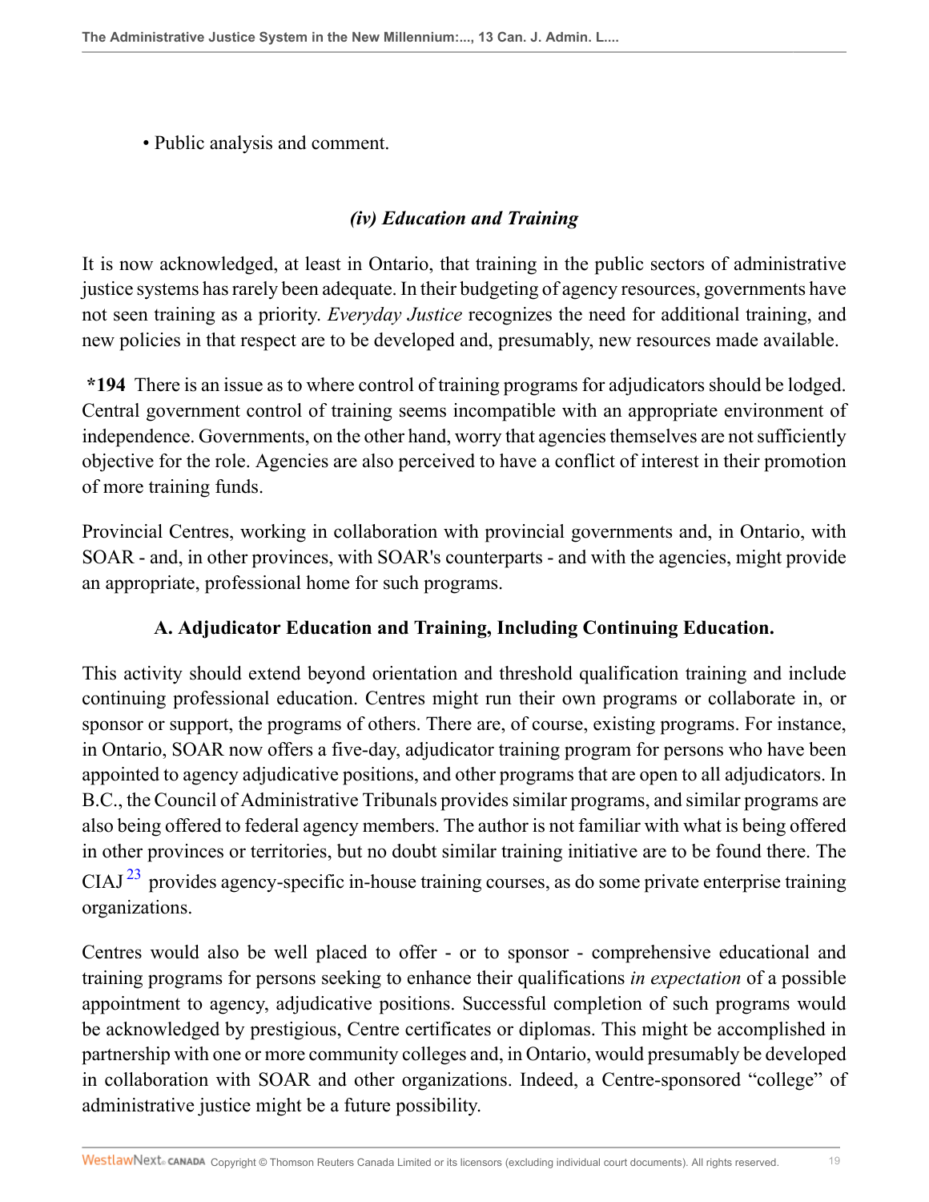• Public analysis and comment.

### *(iv) Education and Training*

It is now acknowledged, at least in Ontario, that training in the public sectors of administrative justice systems has rarely been adequate. In their budgeting of agency resources, governments have not seen training as a priority. *Everyday Justice* recognizes the need for additional training, and new policies in that respect are to be developed and, presumably, new resources made available.

**\*194** There is an issue as to where control of training programs for adjudicators should be lodged. Central government control of training seems incompatible with an appropriate environment of independence. Governments, on the other hand, worry that agencies themselves are not sufficiently objective for the role. Agencies are also perceived to have a conflict of interest in their promotion of more training funds.

Provincial Centres, working in collaboration with provincial governments and, in Ontario, with SOAR - and, in other provinces, with SOAR's counterparts - and with the agencies, might provide an appropriate, professional home for such programs.

### A. Adjudicator Education and Training, Including Continuing Education.

This activity should extend beyond orientation and threshold qualification training and include continuing professional education. Centres might run their own programs or collaborate in, or sponsor or support, the programs of others. There are, of course, existing programs. For instance, in Ontario, SOAR now offers a five-day, adjudicator training program for persons who have been appointed to agency adjudicative positions, and other programs that are open to all adjudicators. In B.C., the Council of Administrative Tribunals provides similar programs, and similar programs are also being offered to federal agency members. The author is not familiar with what is being offered in other provinces or territories, but no doubt similar training initiative are to be found there. The CIAJ [23] provides agency-specific in-house training courses, as do some private enterprise training organizations.

Centres would also be well placed to offer - or to sponsor - comprehensive educational and training programs for persons seeking to enhance their qualifications *in expectation* of a possible appointment to agency, adjudicative positions. Successful completion of such programs would be acknowledged by prestigious, Centre certificates or diplomas. This might be accomplished in partnership with one or more community colleges and, in Ontario, would presumably be developed in collaboration with SOAR and other organizations. Indeed, a Centre-sponsored "college" of administrative justice might be a future possibility.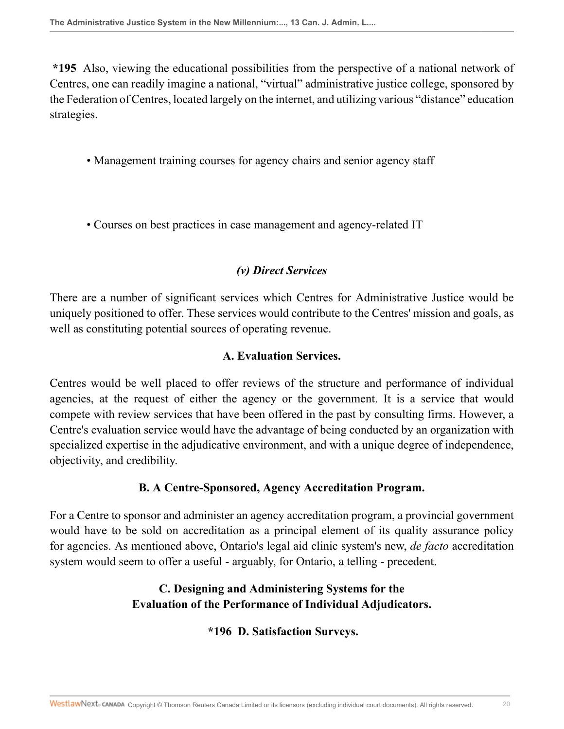**\*195** Also, viewing the educational possibilities from the perspective of a national network of Centres, one can readily imagine a national, "virtual" administrative justice college, sponsored by the Federation of Centres, located largely on the internet, and utilizing various "distance" education strategies.

- Management training courses for agency chairs and senior agency staff

- Courses on best practices in case management and agency-related IT

### *(v) Direct Services*

There are a number of significant services which Centres for Administrative Justice would be uniquely positioned to offer. These services would contribute to the Centres' mission and goals, as well as constituting potential sources of operating revenue.

#### A. Evaluation Services.

Centres would be well placed to offer reviews of the structure and performance of individual agencies, at the request of either the agency or the government. It is a service that would compete with review services that have been offered in the past by consulting firms. However, a Centre's evaluation service would have the advantage of being conducted by an organization with specialized expertise in the adjudicative environment, and with a unique degree of independence, objectivity, and credibility.

#### B. A Centre-Sponsored, Agency Accreditation Program.

For a Centre to sponsor and administer an agency accreditation program, a provincial government would have to be sold on accreditation as a principal element of its quality assurance policy for agencies. As mentioned above, Ontario's legal aid clinic system's new, *de facto* accreditation system would seem to offer a useful - arguably, for Ontario, a telling - precedent.

#### C. Designing and Administering Systems for the Evaluation of the Performance of Individual Adjudicators.

#### \*196 D. Satisfaction Surveys.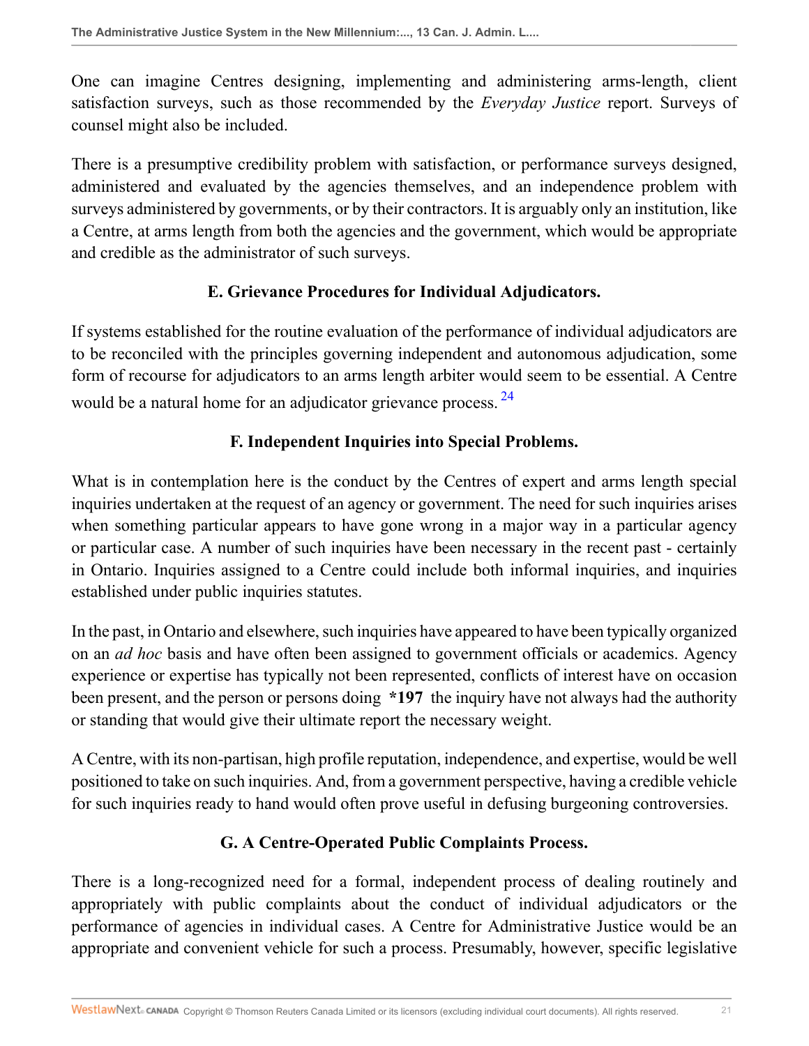One can imagine Centres designing, implementing and administering arms-length, client satisfaction surveys, such as those recommended by the *Everyday Justice* report. Surveys of counsel might also be included.

There is a presumptive credibility problem with satisfaction, or performance surveys designed, administered and evaluated by the agencies themselves, and an independence problem with surveys administered by governments, or by their contractors. It is arguably only an institution, like a Centre, at arms length from both the agencies and the government, which would be appropriate and credible as the administrator of such surveys.

### E. Grievance Procedures for Individual Adjudicators.

If systems established for the routine evaluation of the performance of individual adjudicators are to be reconciled with the principles governing independent and autonomous adjudication, some form of recourse for adjudicators to an arms length arbiter would seem to be essential. A Centre would be a natural home for an adjudicator grievance process. [24]

### F. Independent Inquiries into Special Problems.

What is in contemplation here is the conduct by the Centres of expert and arms length special inquiries undertaken at the request of an agency or government. The need for such inquiries arises when something particular appears to have gone wrong in a major way in a particular agency or particular case. A number of such inquiries have been necessary in the recent past - certainly in Ontario. Inquiries assigned to a Centre could include both informal inquiries, and inquiries established under public inquiries statutes.

In the past, in Ontario and elsewhere, such inquiries have appeared to have been typically organized on an *ad hoc* basis and have often been assigned to government officials or academics. Agency experience or expertise has typically not been represented, conflicts of interest have on occasion been present, and the person or persons doing **\*197** the inquiry have not always had the authority or standing that would give their ultimate report the necessary weight.

A Centre, with its non-partisan, high profile reputation, independence, and expertise, would be well positioned to take on such inquiries. And, from a government perspective, having a credible vehicle for such inquiries ready to hand would often prove useful in defusing burgeoning controversies.

### G. A Centre-Operated Public Complaints Process.

There is a long-recognized need for a formal, independent process of dealing routinely and appropriately with public complaints about the conduct of individual adjudicators or the performance of agencies in individual cases. A Centre for Administrative Justice would be an appropriate and convenient vehicle for such a process. Presumably, however, specific legislative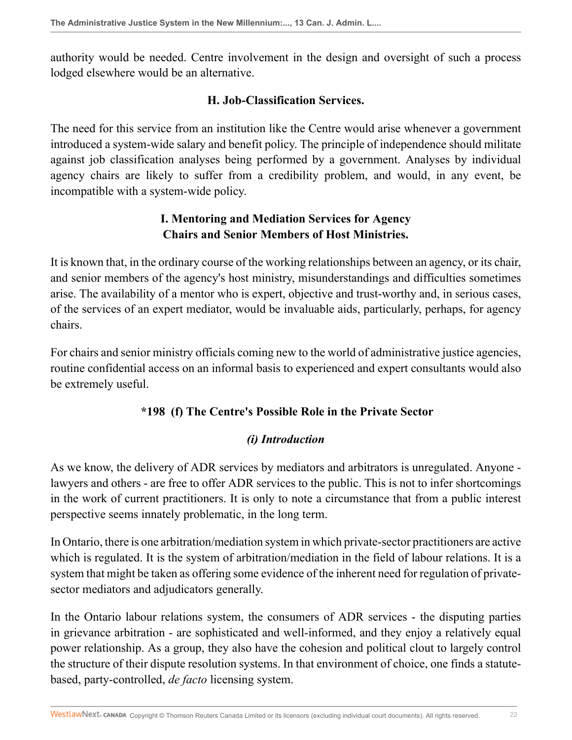authority would be needed. Centre involvement in the design and oversight of such a process lodged elsewhere would be an alternative.

### H. Job-Classification Services.

The need for this service from an institution like the Centre would arise whenever a government introduced a system-wide salary and benefit policy. The principle of independence should militate against job classification analyses being performed by a government. Analyses by individual agency chairs are likely to suffer from a credibility problem, and would, in any event, be incompatible with a system-wide policy.

### I. Mentoring and Mediation Services for Agency Chairs and Senior Members of Host Ministries.

It is known that, in the ordinary course of the working relationships between an agency, or its chair, and senior members of the agency's host ministry, misunderstandings and difficulties sometimes arise. The availability of a mentor who is expert, objective and trust-worthy and, in serious cases, of the services of an expert mediator, would be invaluable aids, particularly, perhaps, for agency chairs.

For chairs and senior ministry officials coming new to the world of administrative justice agencies, routine confidential access on an informal basis to experienced and expert consultants would also be extremely useful.

## *198 (f) The Centre's Possible Role in the Private Sector

### *(i) Introduction*

As we know, the delivery of ADR services by mediators and arbitrators is unregulated. Anyone - lawyers and others - are free to offer ADR services to the public. This is not to infer shortcomings in the work of current practitioners. It is only to note a circumstance that from a public interest perspective seems innately problematic, in the long term.

In Ontario, there is one arbitration/mediation system in which private-sector practitioners are active which is regulated. It is the system of arbitration/mediation in the field of labour relations. It is a system that might be taken as offering some evidence of the inherent need for regulation of private-sector mediators and adjudicators generally.

In the Ontario labour relations system, the consumers of ADR services - the disputing parties in grievance arbitration - are sophisticated and well-informed, and they enjoy a relatively equal power relationship. As a group, they also have the cohesion and political clout to largely control the structure of their dispute resolution systems. In that environment of choice, one finds a statute-based, party-controlled, *de facto* licensing system.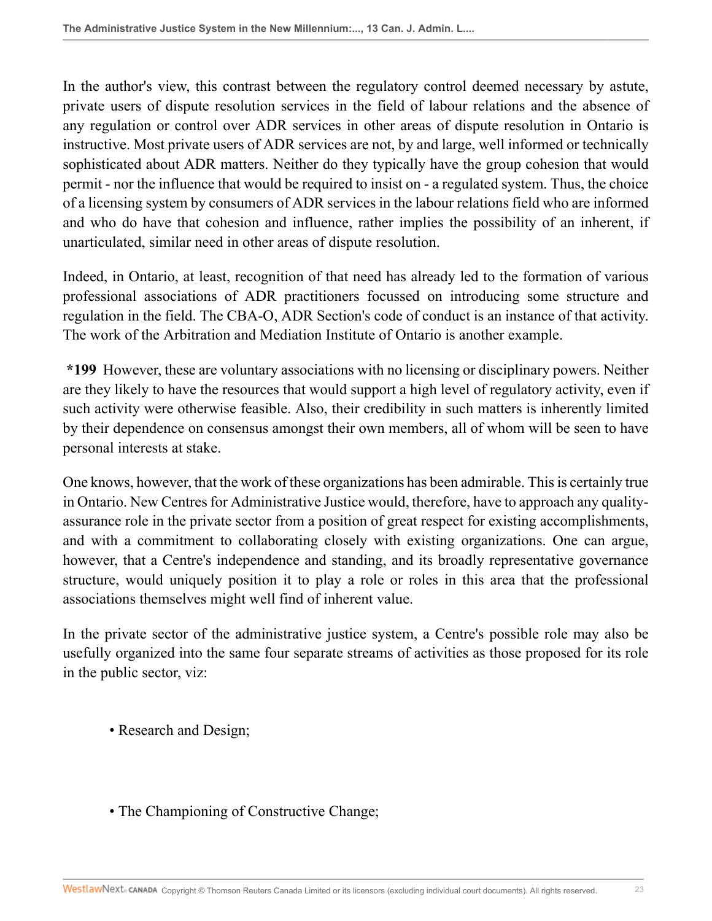In the author's view, this contrast between the regulatory control deemed necessary by astute, private users of dispute resolution services in the field of labour relations and the absence of any regulation or control over ADR services in other areas of dispute resolution in Ontario is instructive. Most private users of ADR services are not, by and large, well informed or technically sophisticated about ADR matters. Neither do they typically have the group cohesion that would permit - nor the influence that would be required to insist on - a regulated system. Thus, the choice of a licensing system by consumers of ADR services in the labour relations field who are informed and who do have that cohesion and influence, rather implies the possibility of an inherent, if unarticulated, similar need in other areas of dispute resolution.

Indeed, in Ontario, at least, recognition of that need has already led to the formation of various professional associations of ADR practitioners focussed on introducing some structure and regulation in the field. The CBA-O, ADR Section's code of conduct is an instance of that activity. The work of the Arbitration and Mediation Institute of Ontario is another example.

**\*199** However, these are voluntary associations with no licensing or disciplinary powers. Neither are they likely to have the resources that would support a high level of regulatory activity, even if such activity were otherwise feasible. Also, their credibility in such matters is inherently limited by their dependence on consensus amongst their own members, all of whom will be seen to have personal interests at stake.

One knows, however, that the work of these organizations has been admirable. This is certainly true in Ontario. New Centres for Administrative Justice would, therefore, have to approach any quality-assurance role in the private sector from a position of great respect for existing accomplishments, and with a commitment to collaborating closely with existing organizations. One can argue, however, that a Centre's independence and standing, and its broadly representative governance structure, would uniquely position it to play a role or roles in this area that the professional associations themselves might well find of inherent value.

In the private sector of the administrative justice system, a Centre's possible role may also be usefully organized into the same four separate streams of activities as those proposed for its role in the public sector, viz:

- Research and Design;

- The Championing of Constructive Change;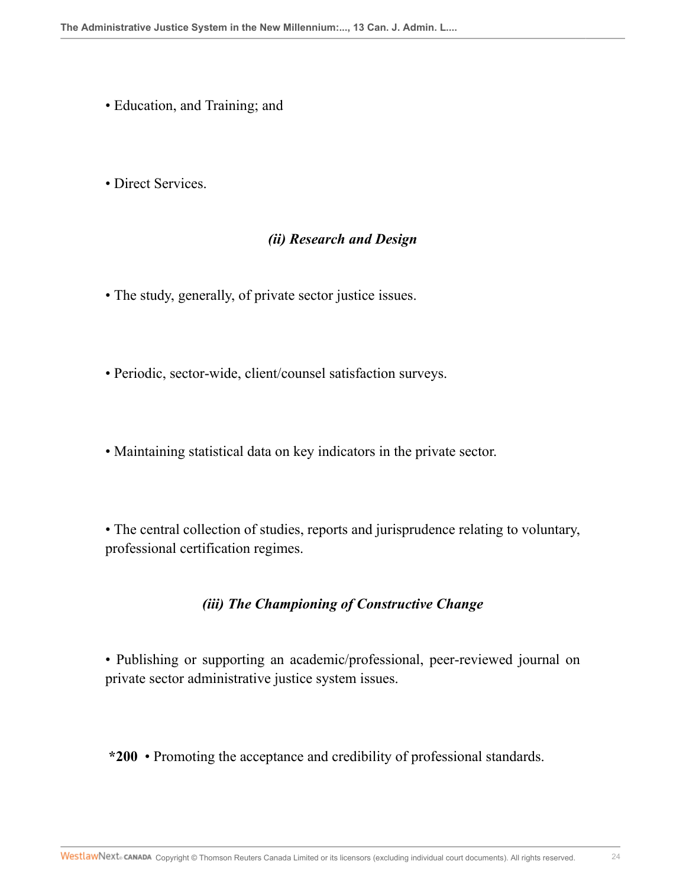• Education, and Training; and

• Direct Services.

### *(ii) Research and Design*

• The study, generally, of private sector justice issues.

• Periodic, sector-wide, client/counsel satisfaction surveys.

• Maintaining statistical data on key indicators in the private sector.

• The central collection of studies, reports and jurisprudence relating to voluntary, professional certification regimes.

### *(iii) The Championing of Constructive Change*

• Publishing or supporting an academic/professional, peer-reviewed journal on private sector administrative justice system issues.

**\*200** • Promoting the acceptance and credibility of professional standards.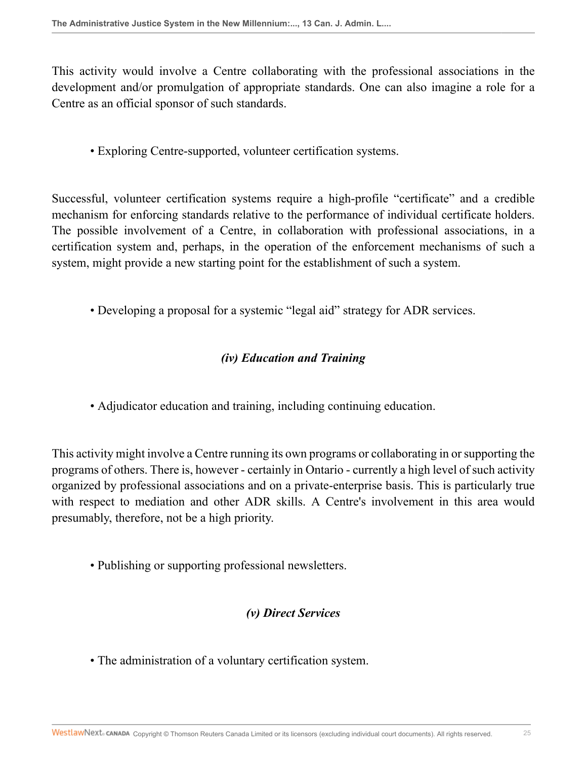This activity would involve a Centre collaborating with the professional associations in the development and/or promulgation of appropriate standards. One can also imagine a role for a Centre as an official sponsor of such standards.

- Exploring Centre-supported, volunteer certification systems.

Successful, volunteer certification systems require a high-profile "certificate" and a credible mechanism for enforcing standards relative to the performance of individual certificate holders. The possible involvement of a Centre, in collaboration with professional associations, in a certification system and, perhaps, in the operation of the enforcement mechanisms of such a system, might provide a new starting point for the establishment of such a system.

- Developing a proposal for a systemic "legal aid" strategy for ADR services.

### *(iv) Education and Training*

- Adjudicator education and training, including continuing education.

This activity might involve a Centre running its own programs or collaborating in or supporting the programs of others. There is, however - certainly in Ontario - currently a high level of such activity organized by professional associations and on a private-enterprise basis. This is particularly true with respect to mediation and other ADR skills. A Centre's involvement in this area would presumably, therefore, not be a high priority.

- Publishing or supporting professional newsletters.

### *(v) Direct Services*

- The administration of a voluntary certification system.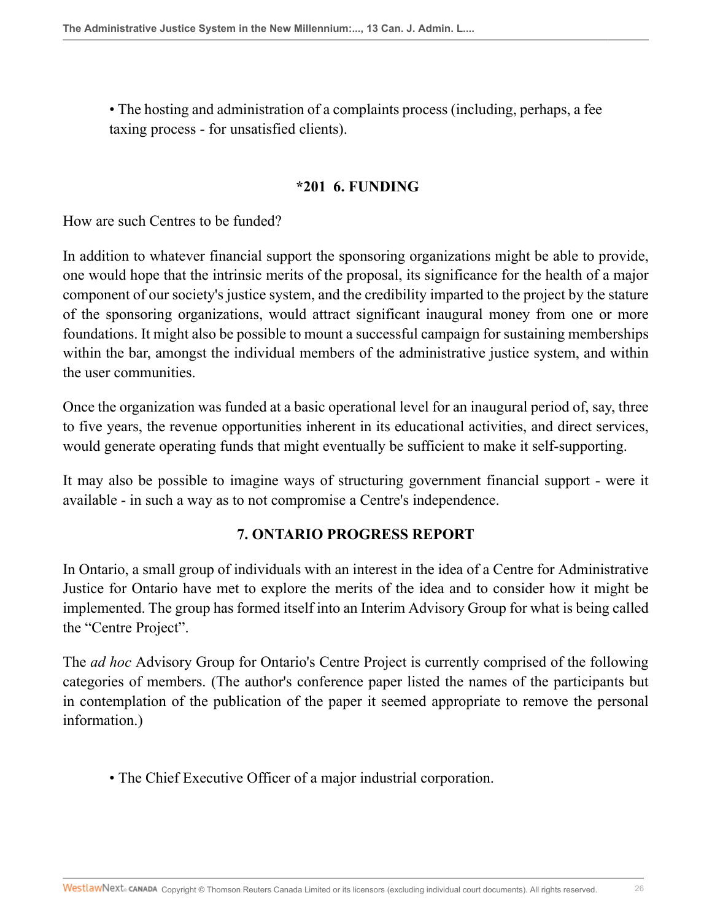- The hosting and administration of a complaints process (including, perhaps, a fee taxing process - for unsatisfied clients).

## *201 6. FUNDING

How are such Centres to be funded?

In addition to whatever financial support the sponsoring organizations might be able to provide, one would hope that the intrinsic merits of the proposal, its significance for the health of a major component of our society's justice system, and the credibility imparted to the project by the stature of the sponsoring organizations, would attract significant inaugural money from one or more foundations. It might also be possible to mount a successful campaign for sustaining memberships within the bar, amongst the individual members of the administrative justice system, and within the user communities.

Once the organization was funded at a basic operational level for an inaugural period of, say, three to five years, the revenue opportunities inherent in its educational activities, and direct services, would generate operating funds that might eventually be sufficient to make it self-supporting.

It may also be possible to imagine ways of structuring government financial support - were it available - in such a way as to not compromise a Centre's independence.

## 7. ONTARIO PROGRESS REPORT

In Ontario, a small group of individuals with an interest in the idea of a Centre for Administrative Justice for Ontario have met to explore the merits of the idea and to consider how it might be implemented. The group has formed itself into an Interim Advisory Group for what is being called the "Centre Project".

The *ad hoc* Advisory Group for Ontario's Centre Project is currently comprised of the following categories of members. (The author's conference paper listed the names of the participants but in contemplation of the publication of the paper it seemed appropriate to remove the personal information.)

- The Chief Executive Officer of a major industrial corporation.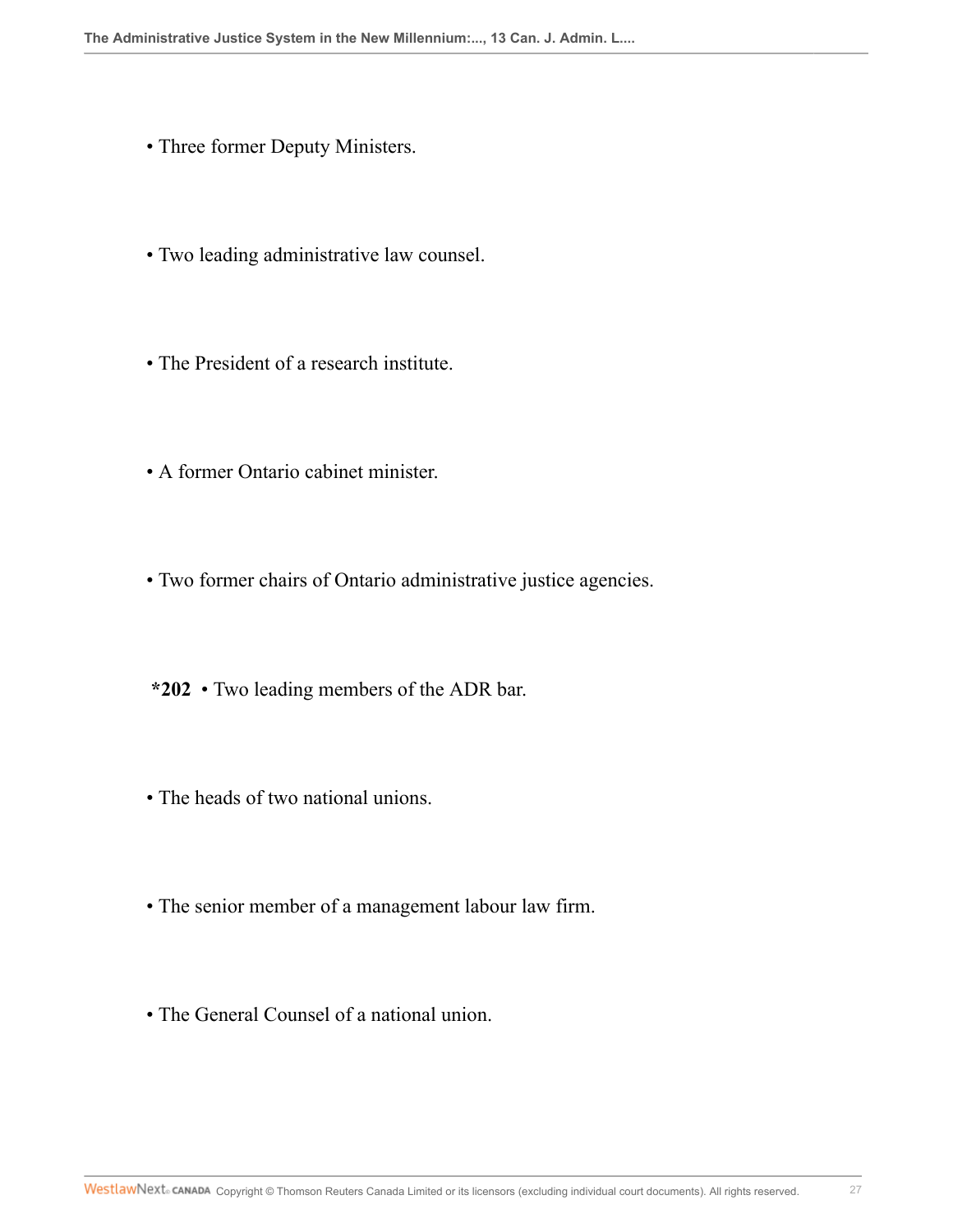- Three former Deputy Ministers.
- Two leading administrative law counsel.
- The President of a research institute.
- A former Ontario cabinet minister.
- Two former chairs of Ontario administrative justice agencies.
- **\*202** Two leading members of the ADR bar.
- The heads of two national unions.
- The senior member of a management labour law firm.
- The General Counsel of a national union.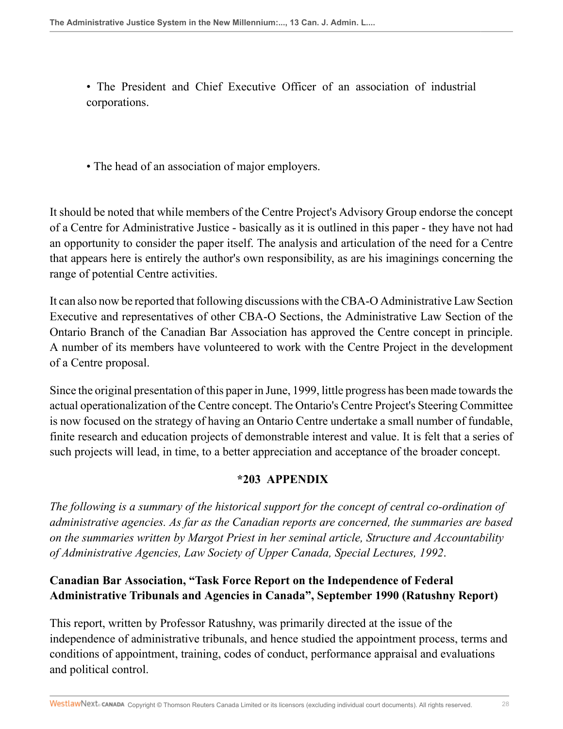- The President and Chief Executive Officer of an association of industrial corporations.

- The head of an association of major employers.

It should be noted that while members of the Centre Project's Advisory Group endorse the concept of a Centre for Administrative Justice - basically as it is outlined in this paper - they have not had an opportunity to consider the paper itself. The analysis and articulation of the need for a Centre that appears here is entirely the author's own responsibility, as are his imaginings concerning the range of potential Centre activities.

It can also now be reported that following discussions with the CBA-O Administrative Law Section Executive and representatives of other CBA-O Sections, the Administrative Law Section of the Ontario Branch of the Canadian Bar Association has approved the Centre concept in principle. A number of its members have volunteered to work with the Centre Project in the development of a Centre proposal.

Since the original presentation of this paper in June, 1999, little progress has been made towards the actual operationalization of the Centre concept. The Ontario's Centre Project's Steering Committee is now focused on the strategy of having an Ontario Centre undertake a small number of fundable, finite research and education projects of demonstrable interest and value. It is felt that a series of such projects will lead, in time, to a better appreciation and acceptance of the broader concept.

## *203 APPENDIX

*The following is a summary of the historical support for the concept of central co-ordination of administrative agencies. As far as the Canadian reports are concerned, the summaries are based on the summaries written by Margot Priest in her seminal article, Structure and Accountability of Administrative Agencies, Law Society of Upper Canada, Special Lectures, 1992*.

### Canadian Bar Association, "Task Force Report on the Independence of Federal Administrative Tribunals and Agencies in Canada", September 1990 (Ratushny Report)

This report, written by Professor Ratushny, was primarily directed at the issue of the independence of administrative tribunals, and hence studied the appointment process, terms and conditions of appointment, training, codes of conduct, performance appraisal and evaluations and political control.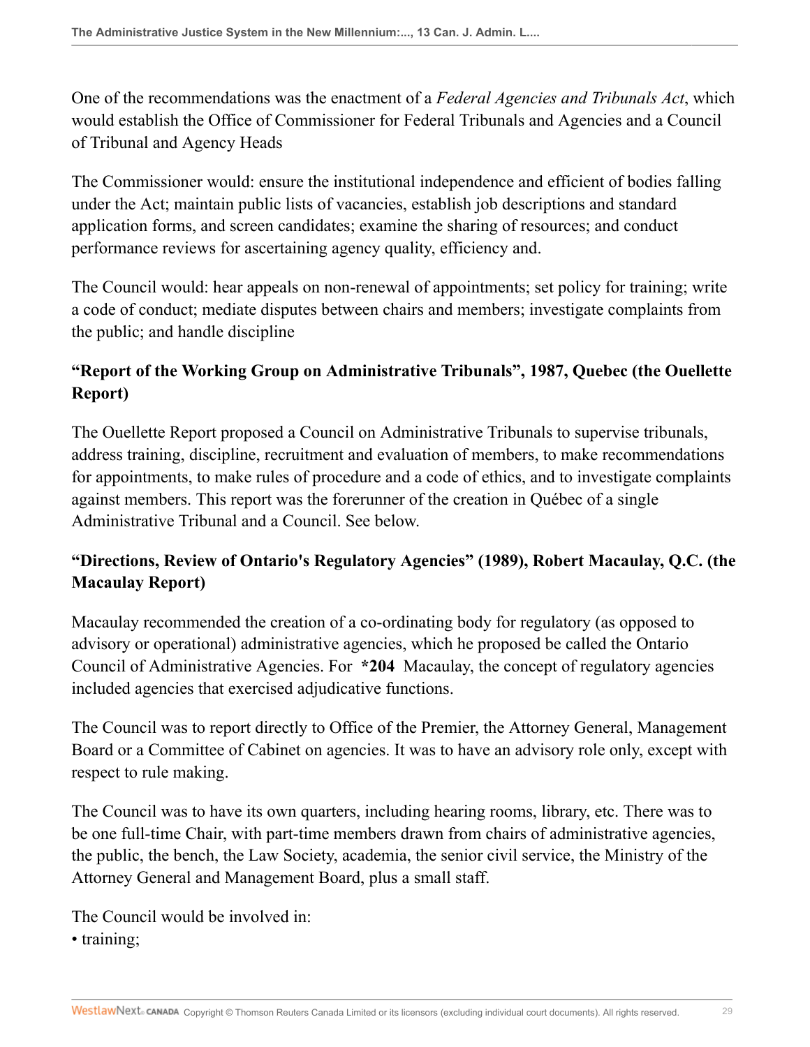One of the recommendations was the enactment of a *Federal Agencies and Tribunals Act*, which would establish the Office of Commissioner for Federal Tribunals and Agencies and a Council of Tribunal and Agency Heads

The Commissioner would: ensure the institutional independence and efficient of bodies falling under the Act; maintain public lists of vacancies, establish job descriptions and standard application forms, and screen candidates; examine the sharing of resources; and conduct performance reviews for ascertaining agency quality, efficiency and.

The Council would: hear appeals on non-renewal of appointments; set policy for training; write a code of conduct; mediate disputes between chairs and members; investigate complaints from the public; and handle discipline

**"Report of the Working Group on Administrative Tribunals", 1987, Quebec (the Ouellette Report)**

The Ouellette Report proposed a Council on Administrative Tribunals to supervise tribunals, address training, discipline, recruitment and evaluation of members, to make recommendations for appointments, to make rules of procedure and a code of ethics, and to investigate complaints against members. This report was the forerunner of the creation in Québec of a single Administrative Tribunal and a Council. See below.

**"Directions, Review of Ontario's Regulatory Agencies" (1989), Robert Macaulay, Q.C. (the Macaulay Report)**

Macaulay recommended the creation of a co-ordinating body for regulatory (as opposed to advisory or operational) administrative agencies, which he proposed be called the Ontario Council of Administrative Agencies. For **\*204** Macaulay, the concept of regulatory agencies included agencies that exercised adjudicative functions.

The Council was to report directly to Office of the Premier, the Attorney General, Management Board or a Committee of Cabinet on agencies. It was to have an advisory role only, except with respect to rule making.

The Council was to have its own quarters, including hearing rooms, library, etc. There was to be one full-time Chair, with part-time members drawn from chairs of administrative agencies, the public, the bench, the Law Society, academia, the senior civil service, the Ministry of the Attorney General and Management Board, plus a small staff.

The Council would be involved in:

- training;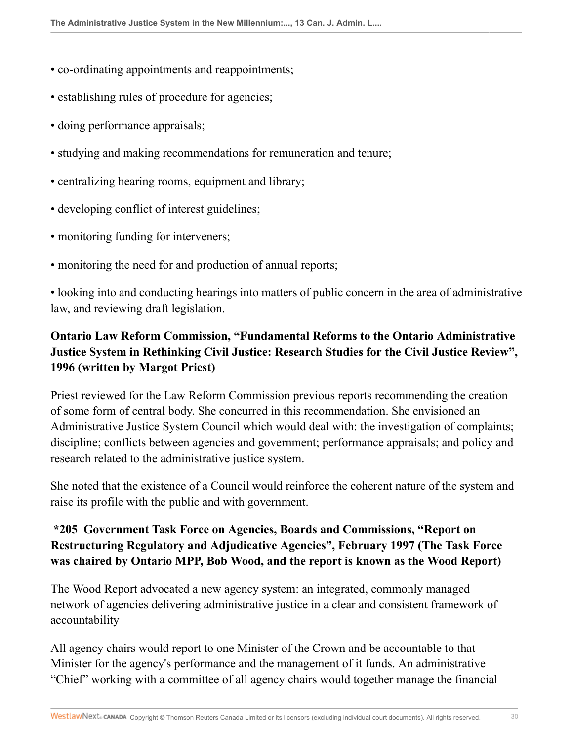- co-ordinating appointments and reappointments;
- establishing rules of procedure for agencies;
- doing performance appraisals;
- studying and making recommendations for remuneration and tenure;
- centralizing hearing rooms, equipment and library;
- developing conflict of interest guidelines;
- monitoring funding for interveners;
- monitoring the need for and production of annual reports;
- looking into and conducting hearings into matters of public concern in the area of administrative law, and reviewing draft legislation.

**Ontario Law Reform Commission, "Fundamental Reforms to the Ontario Administrative Justice System in Rethinking Civil Justice: Research Studies for the Civil Justice Review", 1996 (written by Margot Priest)**

Priest reviewed for the Law Reform Commission previous reports recommending the creation of some form of central body. She concurred in this recommendation. She envisioned an Administrative Justice System Council which would deal with: the investigation of complaints; discipline; conflicts between agencies and government; performance appraisals; and policy and research related to the administrative justice system.

She noted that the existence of a Council would reinforce the coherent nature of the system and raise its profile with the public and with government.

**\*205 Government Task Force on Agencies, Boards and Commissions, "Report on Restructuring Regulatory and Adjudicative Agencies", February 1997 (The Task Force was chaired by Ontario MPP, Bob Wood, and the report is known as the Wood Report)**

The Wood Report advocated a new agency system: an integrated, commonly managed network of agencies delivering administrative justice in a clear and consistent framework of accountability

All agency chairs would report to one Minister of the Crown and be accountable to that Minister for the agency's performance and the management of it funds. An administrative "Chief" working with a committee of all agency chairs would together manage the financial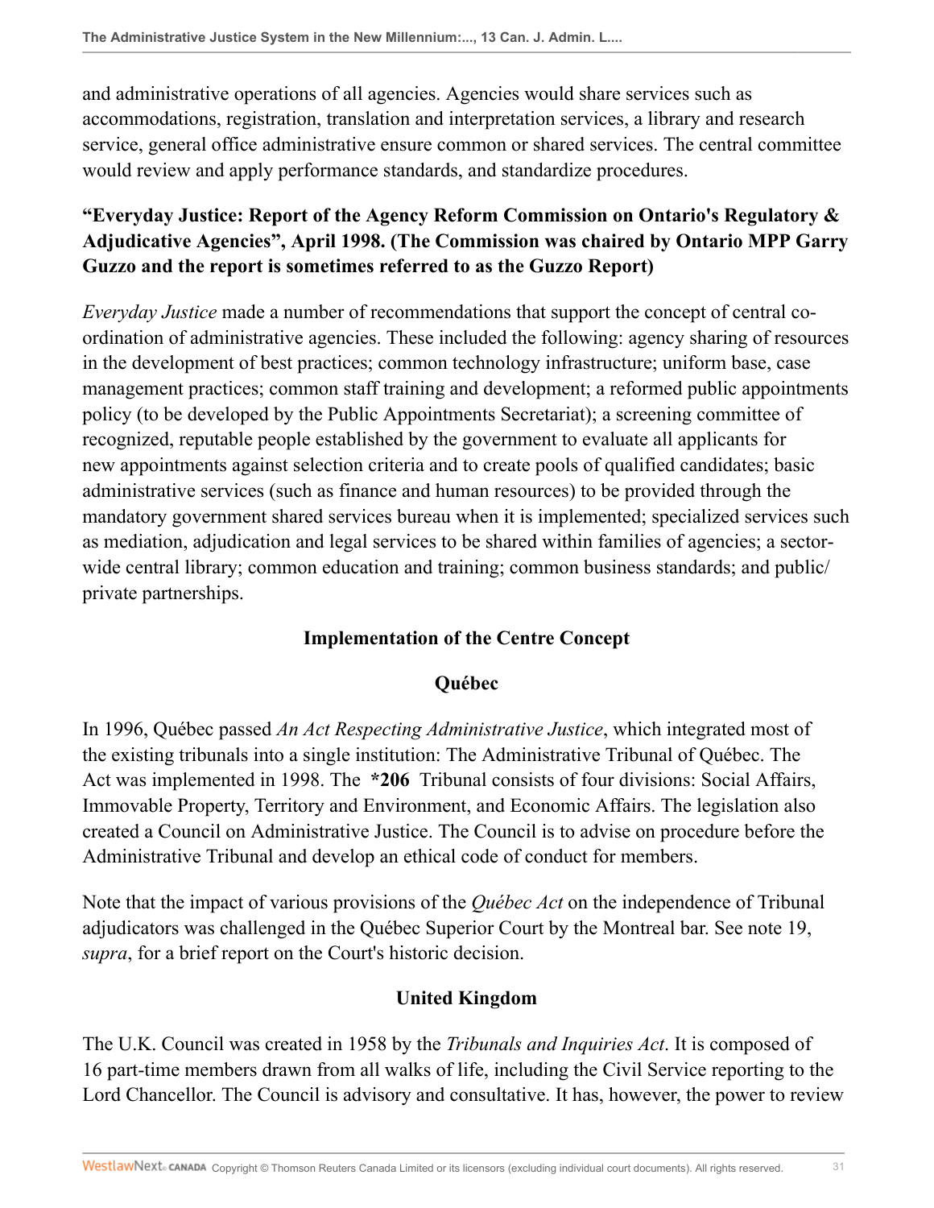and administrative operations of all agencies. Agencies would share services such as accommodations, registration, translation and interpretation services, a library and research service, general office administrative ensure common or shared services. The central committee would review and apply performance standards, and standardize procedures.

### "Everyday Justice: Report of the Agency Reform Commission on Ontario's Regulatory & Adjudicative Agencies", April 1998. (The Commission was chaired by Ontario MPP Garry Guzzo and the report is sometimes referred to as the Guzzo Report)

*Everyday Justice* made a number of recommendations that support the concept of central co-ordination of administrative agencies. These included the following: agency sharing of resources in the development of best practices; common technology infrastructure; uniform base, case management practices; common staff training and development; a reformed public appointments policy (to be developed by the Public Appointments Secretariat); a screening committee of recognized, reputable people established by the government to evaluate all applicants for new appointments against selection criteria and to create pools of qualified candidates; basic administrative services (such as finance and human resources) to be provided through the mandatory government shared services bureau when it is implemented; specialized services such as mediation, adjudication and legal services to be shared within families of agencies; a sector-wide central library; common education and training; common business standards; and public/private partnerships.

### Implementation of the Centre Concept

#### Québec

In 1996, Québec passed *An Act Respecting Administrative Justice*, which integrated most of the existing tribunals into a single institution: The Administrative Tribunal of Québec. The Act was implemented in 1998. The **\*206** Tribunal consists of four divisions: Social Affairs, Immovable Property, Territory and Environment, and Economic Affairs. The legislation also created a Council on Administrative Justice. The Council is to advise on procedure before the Administrative Tribunal and develop an ethical code of conduct for members.

Note that the impact of various provisions of the *Québec Act* on the independence of Tribunal adjudicators was challenged in the Québec Superior Court by the Montreal bar. See note 19, *supra*, for a brief report on the Court's historic decision.

#### United Kingdom

The U.K. Council was created in 1958 by the *Tribunals and Inquiries Act*. It is composed of 16 part-time members drawn from all walks of life, including the Civil Service reporting to the Lord Chancellor. The Council is advisory and consultative. It has, however, the power to review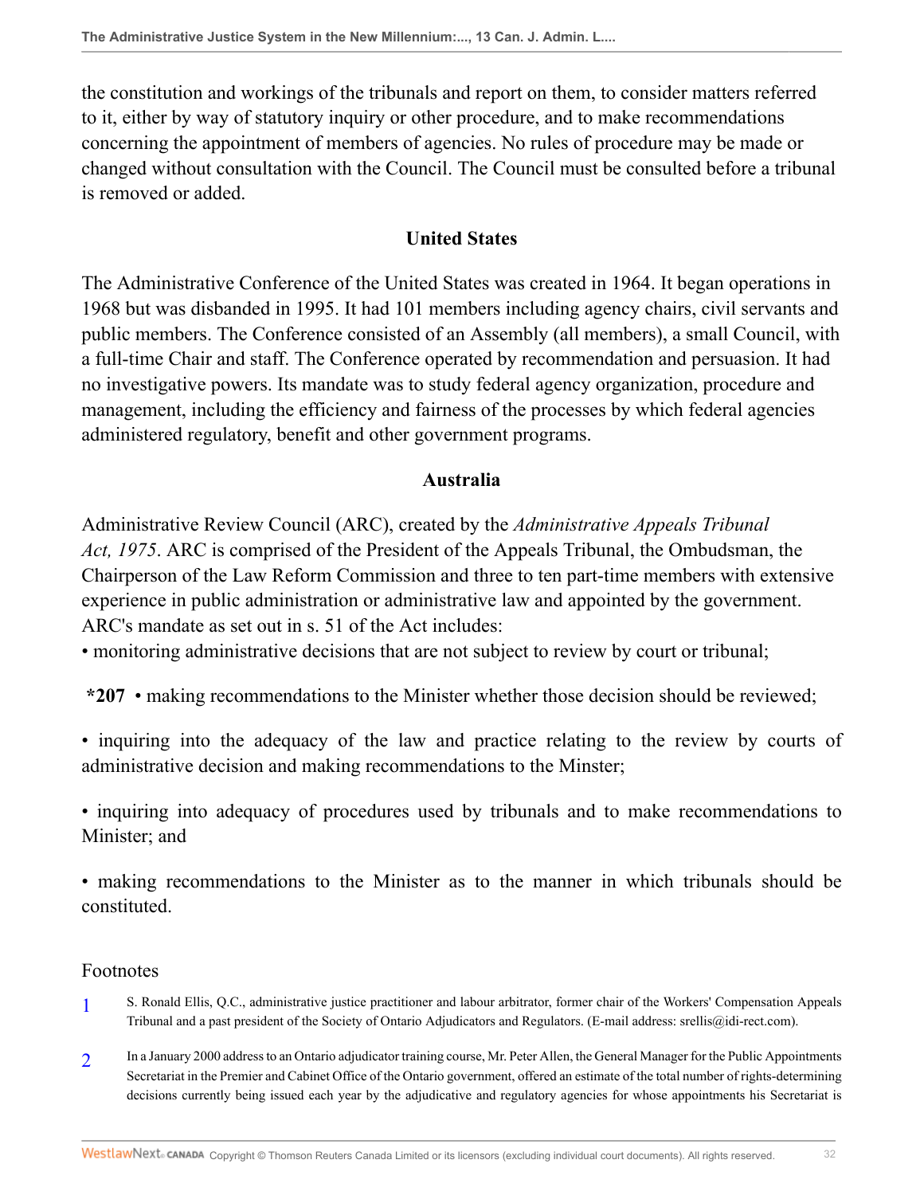the constitution and workings of the tribunals and report on them, to consider matters referred to it, either by way of statutory inquiry or other procedure, and to make recommendations concerning the appointment of members of agencies. No rules of procedure may be made or changed without consultation with the Council. The Council must be consulted before a tribunal is removed or added.

### United States

The Administrative Conference of the United States was created in 1964. It began operations in 1968 but was disbanded in 1995. It had 101 members including agency chairs, civil servants and public members. The Conference consisted of an Assembly (all members), a small Council, with a full-time Chair and staff. The Conference operated by recommendation and persuasion. It had no investigative powers. Its mandate was to study federal agency organization, procedure and management, including the efficiency and fairness of the processes by which federal agencies administered regulatory, benefit and other government programs.

### Australia

Administrative Review Council (ARC), created by the *Administrative Appeals Tribunal Act, 1975*. ARC is comprised of the President of the Appeals Tribunal, the Ombudsman, the Chairperson of the Law Reform Commission and three to ten part-time members with extensive experience in public administration or administrative law and appointed by the government. ARC's mandate as set out in s. 51 of the Act includes:

• monitoring administrative decisions that are not subject to review by court or tribunal;

**\*207** • making recommendations to the Minister whether those decision should be reviewed;

• inquiring into the adequacy of the law and practice relating to the review by courts of administrative decision and making recommendations to the Minster;

• inquiring into adequacy of procedures used by tribunals and to make recommendations to Minister; and

• making recommendations to the Minister as to the manner in which tribunals should be constituted.

## Footnotes

1. S. Ronald Ellis, Q.C., administrative justice practitioner and labour arbitrator, former chair of the Workers' Compensation Appeals Tribunal and a past president of the Society of Ontario Adjudicators and Regulators. (E-mail address: srellis@idi-rect.com).

2. In a January 2000 address to an Ontario adjudicator training course, Mr. Peter Allen, the General Manager for the Public Appointments Secretariat in the Premier and Cabinet Office of the Ontario government, offered an estimate of the total number of rights-determining decisions currently being issued each year by the adjudicative and regulatory agencies for whose appointments his Secretariat is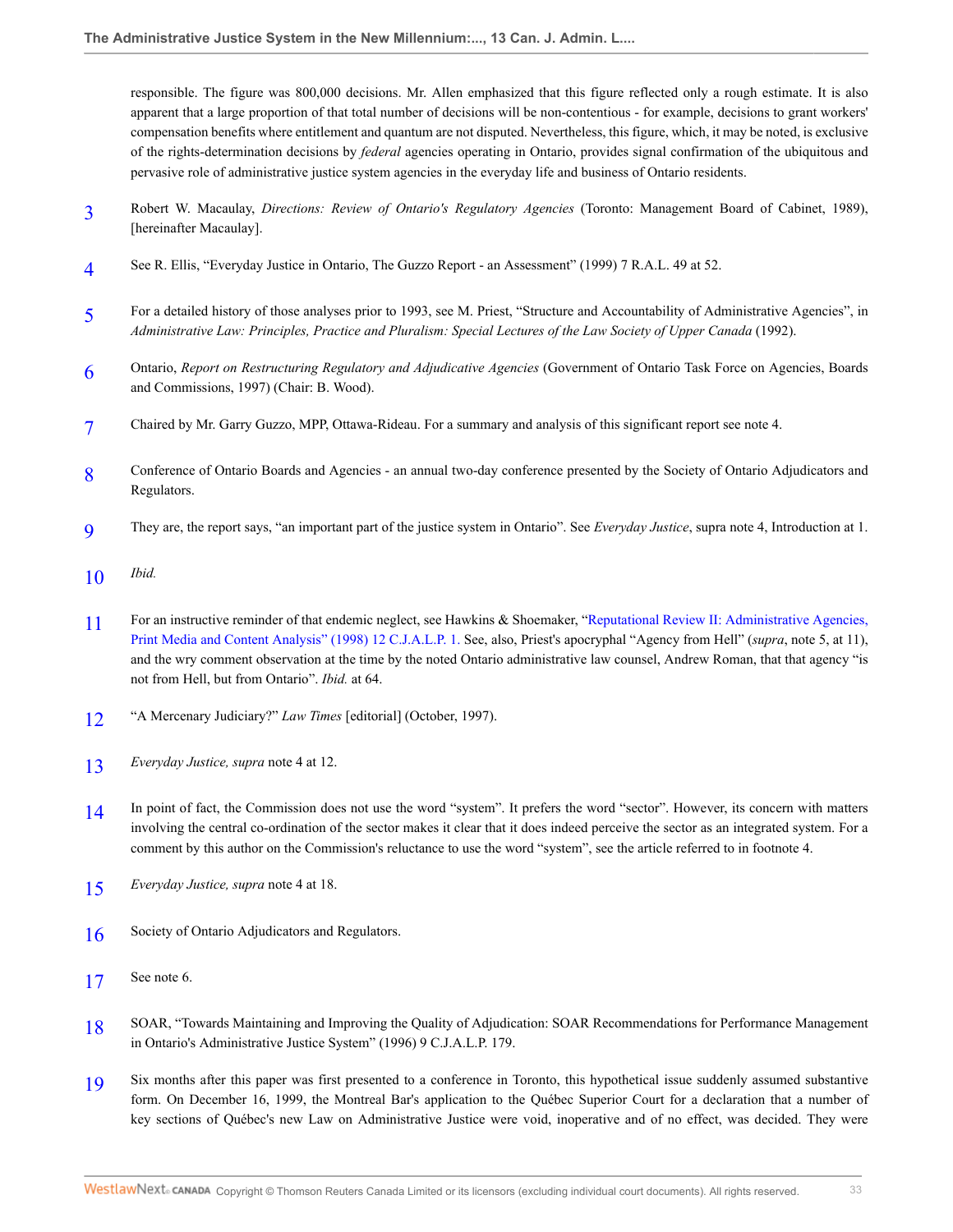responsible. The figure was 800,000 decisions. Mr. Allen emphasized that this figure reflected only a rough estimate. It is also apparent that a large proportion of that total number of decisions will be non-contentious - for example, decisions to grant workers' compensation benefits where entitlement and quantum are not disputed. Nevertheless, this figure, which, it may be noted, is exclusive of the rights-determination decisions by *federal* agencies operating in Ontario, provides signal confirmation of the ubiquitous and pervasive role of administrative justice system agencies in the everyday life and business of Ontario residents.

3 Robert W. Macaulay, *Directions: Review of Ontario's Regulatory Agencies* (Toronto: Management Board of Cabinet, 1989), [hereinafter Macaulay].

4 See R. Ellis, "Everyday Justice in Ontario, The Guzzo Report - an Assessment" (1999) 7 R.A.L. 49 at 52.

5 For a detailed history of those analyses prior to 1993, see M. Priest, "Structure and Accountability of Administrative Agencies", in *Administrative Law: Principles, Practice and Pluralism: Special Lectures of the Law Society of Upper Canada* (1992).

6 Ontario, *Report on Restructuring Regulatory and Adjudicative Agencies* (Government of Ontario Task Force on Agencies, Boards and Commissions, 1997) (Chair: B. Wood).

7 Chaired by Mr. Garry Guzzo, MPP, Ottawa-Rideau. For a summary and analysis of this significant report see note 4.

8 Conference of Ontario Boards and Agencies - an annual two-day conference presented by the Society of Ontario Adjudicators and Regulators.

9 They are, the report says, "an important part of the justice system in Ontario". See *Everyday Justice*, supra note 4, Introduction at 1.

10 *Ibid.*

11 For an instructive reminder of that endemic neglect, see Hawkins & Shoemaker, "Reputational Review II: Administrative Agencies, Print Media and Content Analysis" (1998) 12 C.J.A.L.P. 1. See, also, Priest's apocryphal "Agency from Hell" (*supra*, note 5, at 11), and the wry comment observation at the time by the noted Ontario administrative law counsel, Andrew Roman, that that agency "is not from Hell, but from Ontario". *Ibid.* at 64.

12 "A Mercenary Judiciary?" *Law Times* [editorial] (October, 1997).

13 *Everyday Justice, supra* note 4 at 12.

14 In point of fact, the Commission does not use the word "system". It prefers the word "sector". However, its concern with matters involving the central co-ordination of the sector makes it clear that it does indeed perceive the sector as an integrated system. For a comment by this author on the Commission's reluctance to use the word "system", see the article referred to in footnote 4.

15 *Everyday Justice, supra* note 4 at 18.

16 Society of Ontario Adjudicators and Regulators.

17 See note 6.

18 SOAR, "Towards Maintaining and Improving the Quality of Adjudication: SOAR Recommendations for Performance Management in Ontario's Administrative Justice System" (1996) 9 C.J.A.L.P. 179.

19 Six months after this paper was first presented to a conference in Toronto, this hypothetical issue suddenly assumed substantive form. On December 16, 1999, the Montreal Bar's application to the Québec Superior Court for a declaration that a number of key sections of Québec's new Law on Administrative Justice were void, inoperative and of no effect, was decided. They were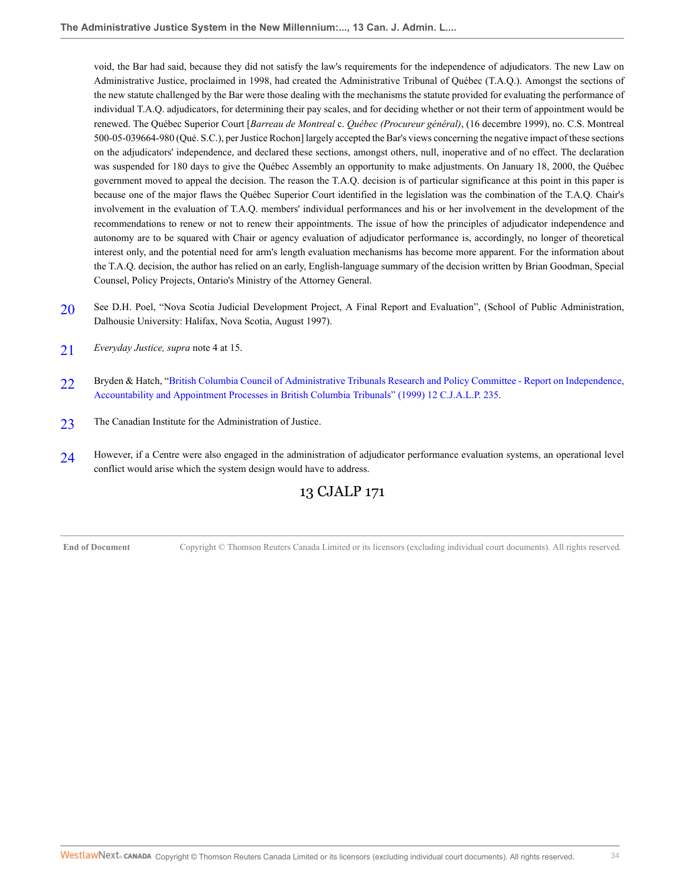void, the Bar had said, because they did not satisfy the law's requirements for the independence of adjudicators. The new Law on Administrative Justice, proclaimed in 1998, had created the Administrative Tribunal of Québec (T.A.Q.). Amongst the sections of the new statute challenged by the Bar were those dealing with the mechanisms the statute provided for evaluating the performance of individual T.A.Q. adjudicators, for determining their pay scales, and for deciding whether or not their term of appointment would be renewed. The Québec Superior Court [*Barreau de Montreal* c. *Québec (Procureur général)*, (16 decembre 1999), no. C.S. Montreal 500-05-039664-980 (Qué. S.C.), per Justice Rochon] largely accepted the Bar's views concerning the negative impact of these sections on the adjudicators' independence, and declared these sections, amongst others, null, inoperative and of no effect. The declaration was suspended for 180 days to give the Québec Assembly an opportunity to make adjustments. On January 18, 2000, the Québec government moved to appeal the decision. The reason the T.A.Q. decision is of particular significance at this point in this paper is because one of the major flaws the Québec Superior Court identified in the legislation was the combination of the T.A.Q. Chair's involvement in the evaluation of T.A.Q. members' individual performances and his or her involvement in the development of the recommendations to renew or not to renew their appointments. The issue of how the principles of adjudicator independence and autonomy are to be squared with Chair or agency evaluation of adjudicator performance is, accordingly, no longer of theoretical interest only, and the potential need for arm's length evaluation mechanisms has become more apparent. For the information about the T.A.Q. decision, the author has relied on an early, English-language summary of the decision written by Brian Goodman, Special Counsel, Policy Projects, Ontario's Ministry of the Attorney General.

20 See D.H. Poel, "Nova Scotia Judicial Development Project, A Final Report and Evaluation", (School of Public Administration, Dalhousie University: Halifax, Nova Scotia, August 1997).

21 *Everyday Justice, supra* note 4 at 15.

22 Bryden & Hatch, "British Columbia Council of Administrative Tribunals Research and Policy Committee - Report on Independence, Accountability and Appointment Processes in British Columbia Tribunals" (1999) 12 C.J.A.L.P. 235.

23 The Canadian Institute for the Administration of Justice.

24 However, if a Centre were also engaged in the administration of adjudicator performance evaluation systems, an operational level conflict would arise which the system design would have to address.

13 CJALP 171

End of Document Copyright © Thomson Reuters Canada Limited or its licensors (excluding individual court documents). All rights reserved.